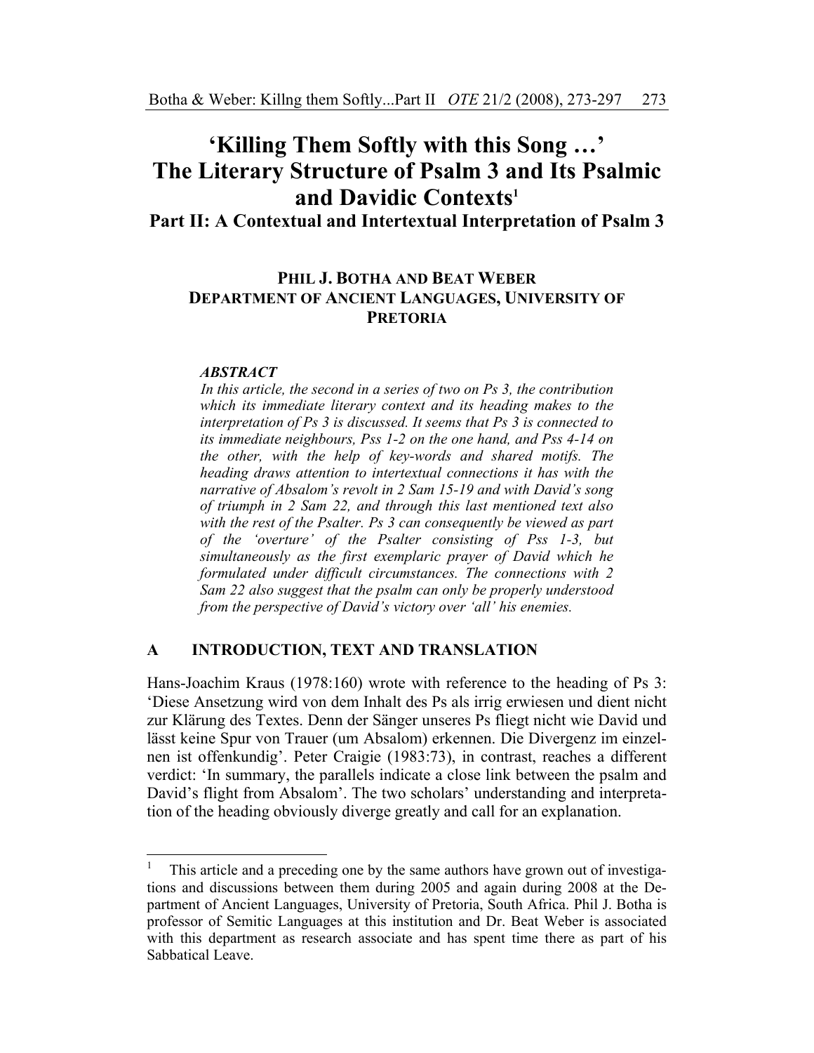# ‘Killing Them Softly with this Song …’ The Literary Structure of Psalm 3 and Its Psalmic and Davidic Contexts[1]

## Part II: A Contextual and Intertextual Interpretation of Psalm 3

**PHIL J. BOTHA AND BEAT WEBER**
**DEPARTMENT OF ANCIENT LANGUAGES, UNIVERSITY OF PRETORIA**

***ABSTRACT***

*In this article, the second in a series of two on Ps 3, the contribution which its immediate literary context and its heading makes to the interpretation of Ps 3 is discussed. It seems that Ps 3 is connected to its immediate neighbours, Pss 1-2 on the one hand, and Pss 4-14 on the other, with the help of key-words and shared motifs. The heading draws attention to intertextual connections it has with the narrative of Absalom’s revolt in 2 Sam 15-19 and with David’s song of triumph in 2 Sam 22, and through this last mentioned text also with the rest of the Psalter. Ps 3 can consequently be viewed as part of the ‘overture’ of the Psalter consisting of Pss 1-3, but simultaneously as the first exemplaric prayer of David which he formulated under difficult circumstances. The connections with 2 Sam 22 also suggest that the psalm can only be properly understood from the perspective of David’s victory over ‘all’ his enemies.*

## A INTRODUCTION, TEXT AND TRANSLATION

Hans-Joachim Kraus (1978:160) wrote with reference to the heading of Ps 3: ‘Diese Ansetzung wird von dem Inhalt des Ps als irrig erwiesen und dient nicht zur Klärung des Textes. Denn der Sänger unseres Ps fliegt nicht wie David und lässt keine Spur von Trauer (um Absalom) erkennen. Die Divergenz im einzelnen ist offenkundig’. Peter Craigie (1983:73), in contrast, reaches a different verdict: ‘In summary, the parallels indicate a close link between the psalm and David’s flight from Absalom’. The two scholars’ understanding and interpretation of the heading obviously diverge greatly and call for an explanation.

---

[1] This article and a preceding one by the same authors have grown out of investigations and discussions between them during 2005 and again during 2008 at the Department of Ancient Languages, University of Pretoria, South Africa. Phil J. Botha is professor of Semitic Languages at this institution and Dr. Beat Weber is associated with this department as research associate and has spent time there as part of his Sabbatical Leave.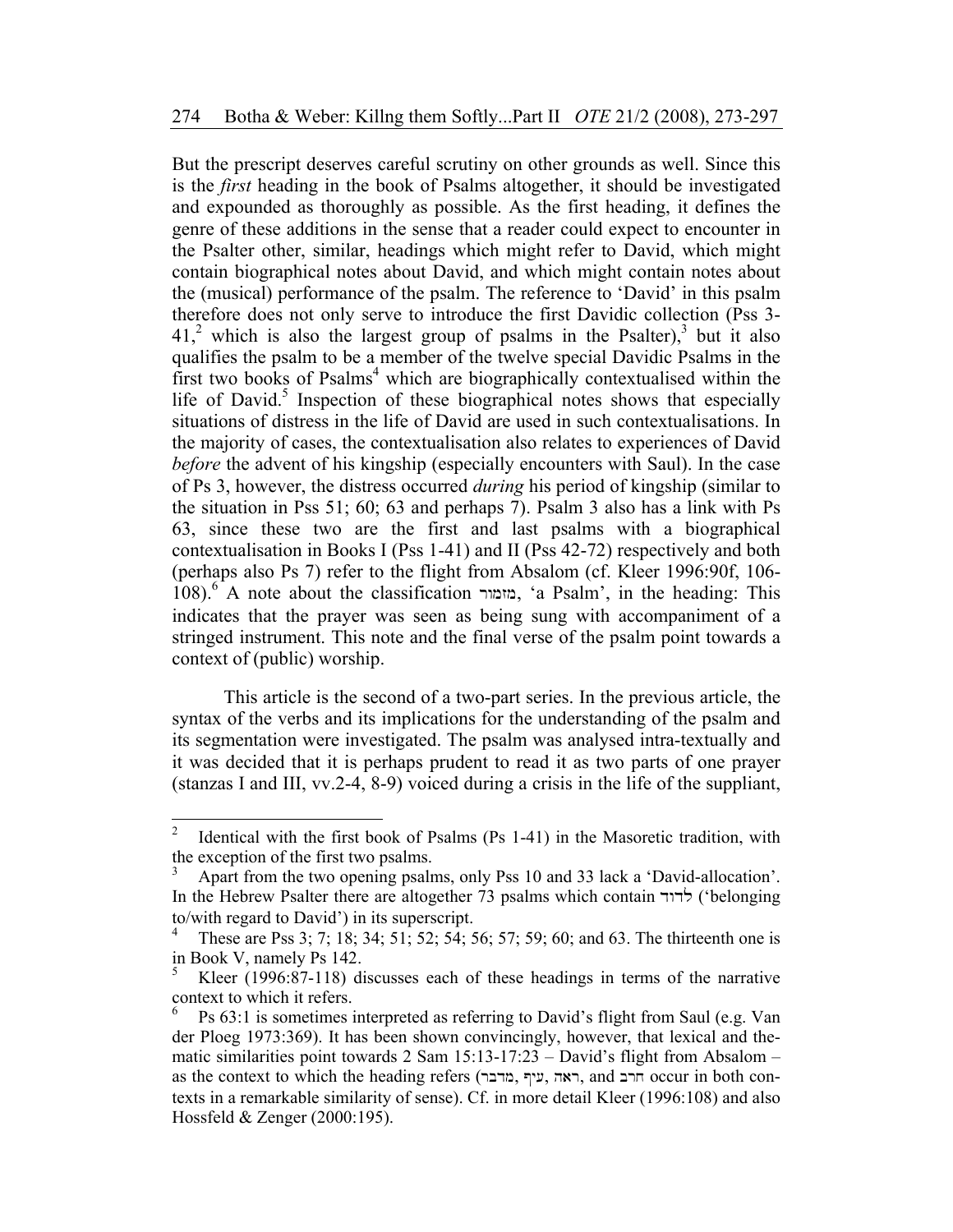But the prescript deserves careful scrutiny on other grounds as well. Since this is the *first* heading in the book of Psalms altogether, it should be investigated and expounded as thoroughly as possible. As the first heading, it defines the genre of these additions in the sense that a reader could expect to encounter in the Psalter other, similar, headings which might refer to David, which might contain biographical notes about David, and which might contain notes about the (musical) performance of the psalm. The reference to 'David' in this psalm therefore does not only serve to introduce the first Davidic collection (Pss 3-41,[2] which is also the largest group of psalms in the Psalter),[3] but it also qualifies the psalm to be a member of the twelve special Davidic Psalms in the first two books of Psalms[4] which are biographically contextualised within the life of David.[5] Inspection of these biographical notes shows that especially situations of distress in the life of David are used in such contextualisations. In the majority of cases, the contextualisation also relates to experiences of David *before* the advent of his kingship (especially encounters with Saul). In the case of Ps 3, however, the distress occurred *during* his period of kingship (similar to the situation in Pss 51; 60; 63 and perhaps 7). Psalm 3 also has a link with Ps 63, since these two are the first and last psalms with a biographical contextualisation in Books I (Pss 1-41) and II (Pss 42-72) respectively and both (perhaps also Ps 7) refer to the flight from Absalom (cf. Kleer 1996:90f, 106-108).[6] A note about the classification מזמור, 'a Psalm', in the heading: This indicates that the prayer was seen as being sung with accompaniment of a stringed instrument. This note and the final verse of the psalm point towards a context of (public) worship.

This article is the second of a two-part series. In the previous article, the syntax of the verbs and its implications for the understanding of the psalm and its segmentation were investigated. The psalm was analysed intra-textually and it was decided that it is perhaps prudent to read it as two parts of one prayer (stanzas I and III, vv.2-4, 8-9) voiced during a crisis in the life of the suppliant,

---

[2] Identical with the first book of Psalms (Ps 1-41) in the Masoretic tradition, with the exception of the first two psalms.

[3] Apart from the two opening psalms, only Pss 10 and 33 lack a 'David-allocation'. In the Hebrew Psalter there are altogether 73 psalms which contain לדוד ('belonging to/with regard to David') in its superscript.

[4] These are Pss 3; 7; 18; 34; 51; 52; 54; 56; 57; 59; 60; and 63. The thirteenth one is in Book V, namely Ps 142.

[5] Kleer (1996:87-118) discusses each of these headings in terms of the narrative context to which it refers.

[6] Ps 63:1 is sometimes interpreted as referring to David's flight from Saul (e.g. Van der Ploeg 1973:369). It has been shown convincingly, however, that lexical and thematic similarities point towards 2 Sam 15:13-17:23 – David's flight from Absalom – as the context to which the heading refers (מדבר, עיף, ראה, and חרב occur in both contexts in a remarkable similarity of sense). Cf. in more detail Kleer (1996:108) and also Hossfeld & Zenger (2000:195).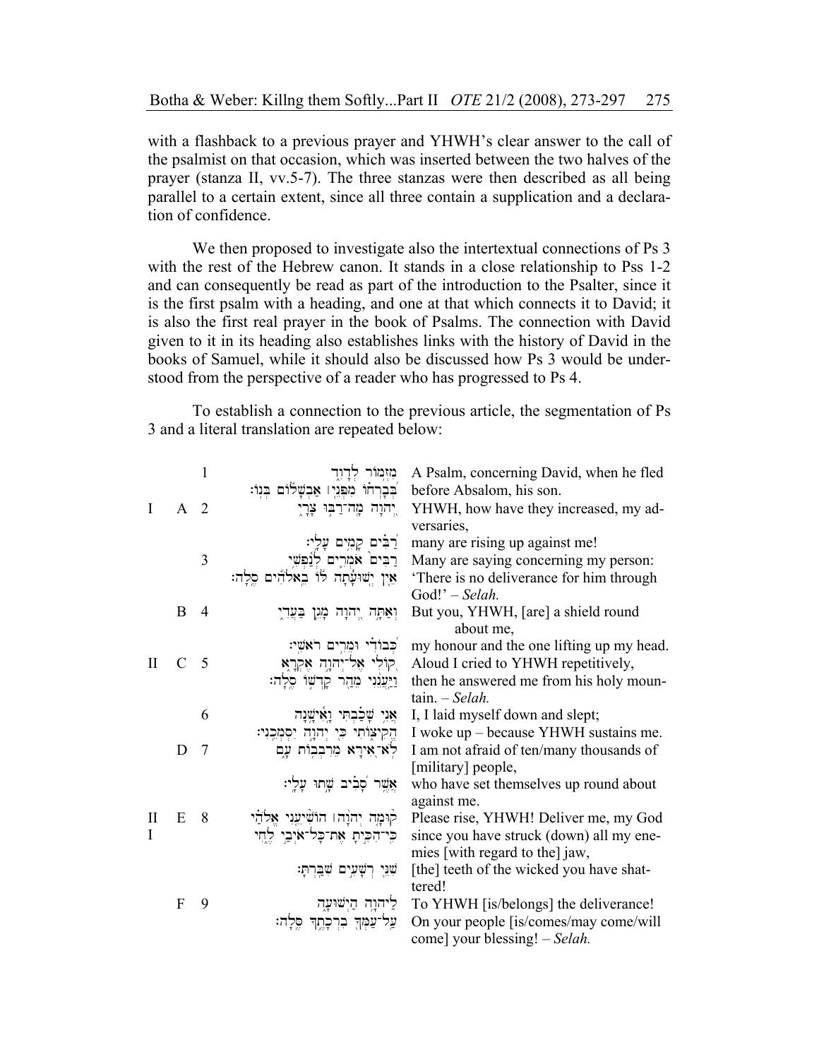with a flashback to a previous prayer and YHWH's clear answer to the call of the psalmist on that occasion, which was inserted between the two halves of the prayer (stanza II, vv.5-7). The three stanzas were then described as all being parallel to a certain extent, since all three contain a supplication and a declaration of confidence.

We then proposed to investigate also the intertextual connections of Ps 3 with the rest of the Hebrew canon. It stands in a close relationship to Pss 1-2 and can consequently be read as part of the introduction to the Psalter, since it is the first psalm with a heading, and one at that which connects it to David; it is also the first real prayer in the book of Psalms. The connection with David given to it in its heading also establishes links with the history of David in the books of Samuel, while it should also be discussed how Ps 3 would be understood from the perspective of a reader who has progressed to Ps 4.

To establish a connection to the previous article, the segmentation of Ps 3 and a literal translation are repeated below:

| | | | | |
|---|---|---|---|---|
| | | 1 | מִזְמוֹר לְדָוִד | A Psalm, concerning David, when he fled |
| | | | בְּבָרְחוֹ מִפְּנֵי אַבְשָׁלוֹם בְּנוֹ׃ | before Absalom, his son. |
| I | A | 2 | יְהוָה מָה־רַבּוּ צָרָי | YHWH, how have they increased, my adversaries, |
| | | | רַבִּים קָמִים עָלָי׃ | many are rising up against me! |
| | | 3 | רַבִּים אֹמְרִים לְנַפְשִׁי | Many are saying concerning my person: |
| | | | אֵין יְשׁוּעָתָה לּוֹ בֵאלֹהִים סֶלָה׃ | 'There is no deliverance for him through God!' – *Selah.* |
| | B | 4 | וְאַתָּה יְהוָה מָגֵן בַּעֲדִי | But you, YHWH, [are] a shield round about me, |
| | | | כְּבוֹדִי וּמֵרִים רֹאשִׁי׃ | my honour and the one lifting up my head. |
| II | C | 5 | קוֹלִי אֶל־יְהוָה אֶקְרָא | Aloud I cried to YHWH repetitively, |
| | | | וַיַּעֲנֵנִי מֵהַר קָדְשׁוֹ סֶלָה׃ | then he answered me from his holy mountain. – *Selah.* |
| | | 6 | אֲנִי שָׁכַבְתִּי וָאִישָׁנָה | I, I laid myself down and slept; |
| | | | הֱקִיצוֹתִי כִּי יְהוָה יִסְמְכֵנִי׃ | I woke up – because YHWH sustains me. |
| | D | 7 | לֹא־אִירָא מֵרִבְבוֹת עָם | I am not afraid of ten/many thousands of [military] people, |
| | | | אֲשֶׁר סָבִיב שָׁתוּ עָלָי׃ | who have set themselves up round about against me. |
| III | E | 8 | קוּמָה יְהוָה הוֹשִׁיעֵנִי אֱלֹהַי | Please rise, YHWH! Deliver me, my God |
| | | | כִּי־הִכִּיתָ אֶת־כָּל־אֹיְבַי לֶחִי | since you have struck (down) all my enemies [with regard to the] jaw, |
| | | | שִׁנֵּי רְשָׁעִים שִׁבַּרְתָּ׃ | [the] teeth of the wicked you have shattered! |
| | F | 9 | לַיהוָה הַיְשׁוּעָה | To YHWH [is/belongs] the deliverance! |
| | | | עַל־עַמְּךָ בִרְכָתֶךָ סֶלָה׃ | On your people [is/comes/may come/will come] your blessing! – *Selah.* |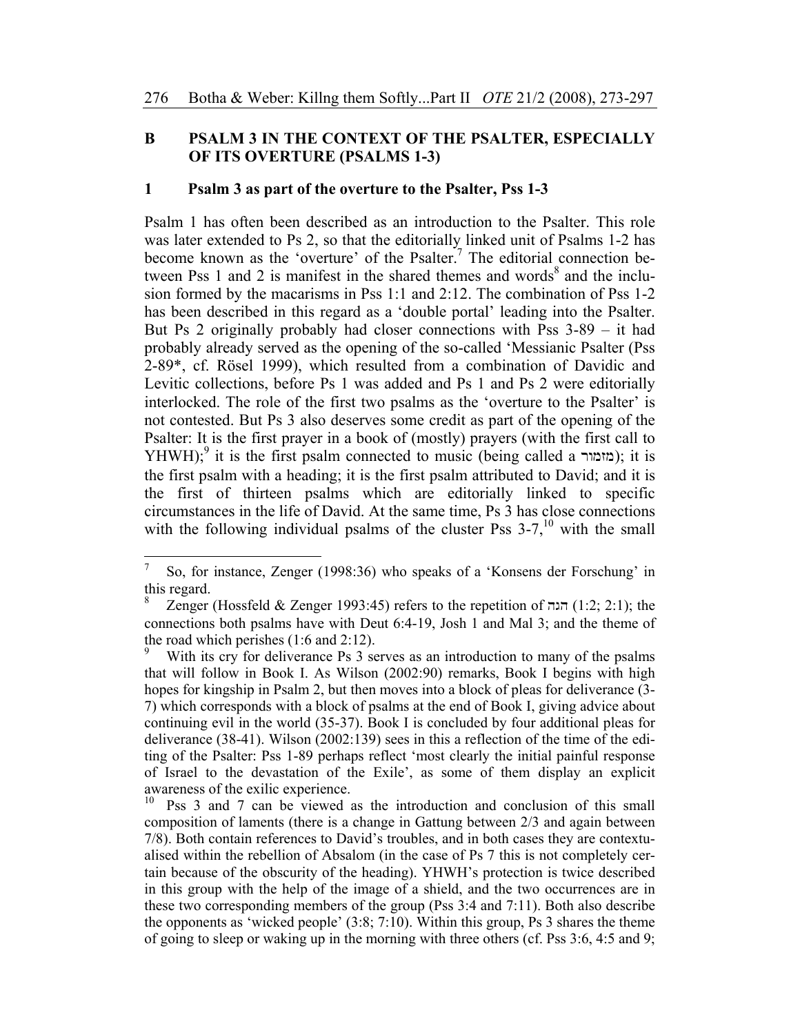## B PSALM 3 IN THE CONTEXT OF THE PSALTER, ESPECIALLY OF ITS OVERTURE (PSALMS 1-3)

### 1 Psalm 3 as part of the overture to the Psalter, Pss 1-3

Psalm 1 has often been described as an introduction to the Psalter. This role was later extended to Ps 2, so that the editorially linked unit of Psalms 1-2 has become known as the 'overture' of the Psalter.[7] The editorial connection between Pss 1 and 2 is manifest in the shared themes and words[8] and the inclusion formed by the macarisms in Pss 1:1 and 2:12. The combination of Pss 1-2 has been described in this regard as a 'double portal' leading into the Psalter. But Ps 2 originally probably had closer connections with Pss 3-89 – it had probably already served as the opening of the so-called 'Messianic Psalter (Pss 2-89*, cf. Rösel 1999), which resulted from a combination of Davidic and Levitic collections, before Ps 1 was added and Ps 1 and Ps 2 were editorially interlocked. The role of the first two psalms as the 'overture to the Psalter' is not contested. But Ps 3 also deserves some credit as part of the opening of the Psalter: It is the first prayer in a book of (mostly) prayers (with the first call to YHWH);[9] it is the first psalm connected to music (being called a מזמור); it is the first psalm with a heading; it is the first psalm attributed to David; and it is the first of thirteen psalms which are editorially linked to specific circumstances in the life of David. At the same time, Ps 3 has close connections with the following individual psalms of the cluster Pss 3-7,[10] with the small

---

[7] So, for instance, Zenger (1998:36) who speaks of a 'Konsens der Forschung' in this regard.

[8] Zenger (Hossfeld & Zenger 1993:45) refers to the repetition of הגה (1:2; 2:1); the connections both psalms have with Deut 6:4-19, Josh 1 and Mal 3; and the theme of the road which perishes (1:6 and 2:12).

[9] With its cry for deliverance Ps 3 serves as an introduction to many of the psalms that will follow in Book I. As Wilson (2002:90) remarks, Book I begins with high hopes for kingship in Psalm 2, but then moves into a block of pleas for deliverance (3-7) which corresponds with a block of psalms at the end of Book I, giving advice about continuing evil in the world (35-37). Book I is concluded by four additional pleas for deliverance (38-41). Wilson (2002:139) sees in this a reflection of the time of the editing of the Psalter: Pss 1-89 perhaps reflect 'most clearly the initial painful response of Israel to the devastation of the Exile', as some of them display an explicit awareness of the exilic experience.

[10] Pss 3 and 7 can be viewed as the introduction and conclusion of this small composition of laments (there is a change in Gattung between 2/3 and again between 7/8). Both contain references to David's troubles, and in both cases they are contextualised within the rebellion of Absalom (in the case of Ps 7 this is not completely certain because of the obscurity of the heading). YHWH's protection is twice described in this group with the help of the image of a shield, and the two occurrences are in these two corresponding members of the group (Pss 3:4 and 7:11). Both also describe the opponents as 'wicked people' (3:8; 7:10). Within this group, Ps 3 shares the theme of going to sleep or waking up in the morning with three others (cf. Pss 3:6, 4:5 and 9;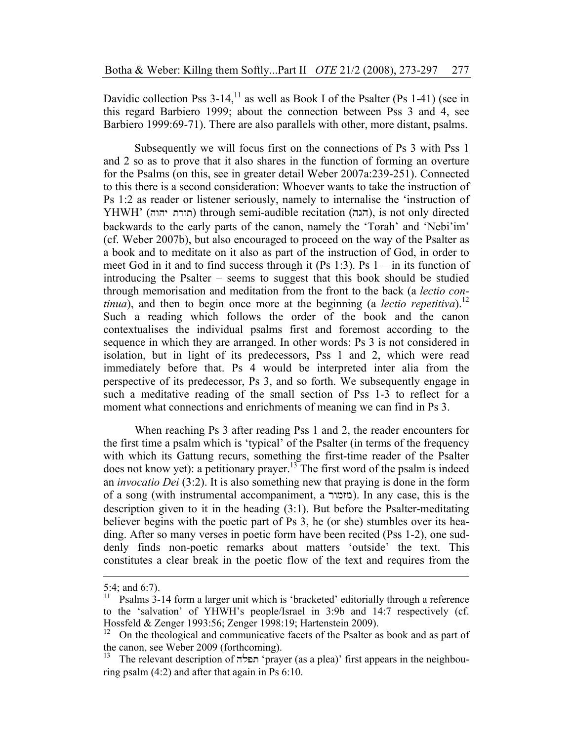Davidic collection Pss 3-14,[11] as well as Book I of the Psalter (Ps 1-41) (see in this regard Barbiero 1999; about the connection between Pss 3 and 4, see Barbiero 1999:69-71). There are also parallels with other, more distant, psalms.

Subsequently we will focus first on the connections of Ps 3 with Pss 1 and 2 so as to prove that it also shares in the function of forming an overture for the Psalms (on this, see in greater detail Weber 2007a:239-251). Connected to this there is a second consideration: Whoever wants to take the instruction of Ps 1:2 as reader or listener seriously, namely to internalise the 'instruction of YHWH' (תורת יהוה) through semi-audible recitation (הגה), is not only directed backwards to the early parts of the canon, namely the 'Torah' and 'Nebi'im' (cf. Weber 2007b), but also encouraged to proceed on the way of the Psalter as a book and to meditate on it also as part of the instruction of God, in order to meet God in it and to find success through it (Ps 1:3). Ps 1 – in its function of introducing the Psalter – seems to suggest that this book should be studied through memorisation and meditation from the front to the back (a *lectio continua*), and then to begin once more at the beginning (a *lectio repetitiva*).[12] Such a reading which follows the order of the book and the canon contextualises the individual psalms first and foremost according to the sequence in which they are arranged. In other words: Ps 3 is not considered in isolation, but in light of its predecessors, Pss 1 and 2, which were read immediately before that. Ps 4 would be interpreted inter alia from the perspective of its predecessor, Ps 3, and so forth. We subsequently engage in such a meditative reading of the small section of Pss 1-3 to reflect for a moment what connections and enrichments of meaning we can find in Ps 3.

When reaching Ps 3 after reading Pss 1 and 2, the reader encounters for the first time a psalm which is 'typical' of the Psalter (in terms of the frequency with which its Gattung recurs, something the first-time reader of the Psalter does not know yet): a petitionary prayer.[13] The first word of the psalm is indeed an *invocatio Dei* (3:2). It is also something new that praying is done in the form of a song (with instrumental accompaniment, a מזמור). In any case, this is the description given to it in the heading (3:1). But before the Psalter-meditating believer begins with the poetic part of Ps 3, he (or she) stumbles over its heading. After so many verses in poetic form have been recited (Pss 1-2), one suddenly finds non-poetic remarks about matters 'outside' the text. This constitutes a clear break in the poetic flow of the text and requires from the

---

5:4; and 6:7).

[11] Psalms 3-14 form a larger unit which is 'bracketed' editorially through a reference to the 'salvation' of YHWH's people/Israel in 3:9b and 14:7 respectively (cf. Hossfeld & Zenger 1993:56; Zenger 1998:19; Hartenstein 2009).

[12] On the theological and communicative facets of the Psalter as book and as part of the canon, see Weber 2009 (forthcoming).

[13] The relevant description of תפלה 'prayer (as a plea)' first appears in the neighbouring psalm (4:2) and after that again in Ps 6:10.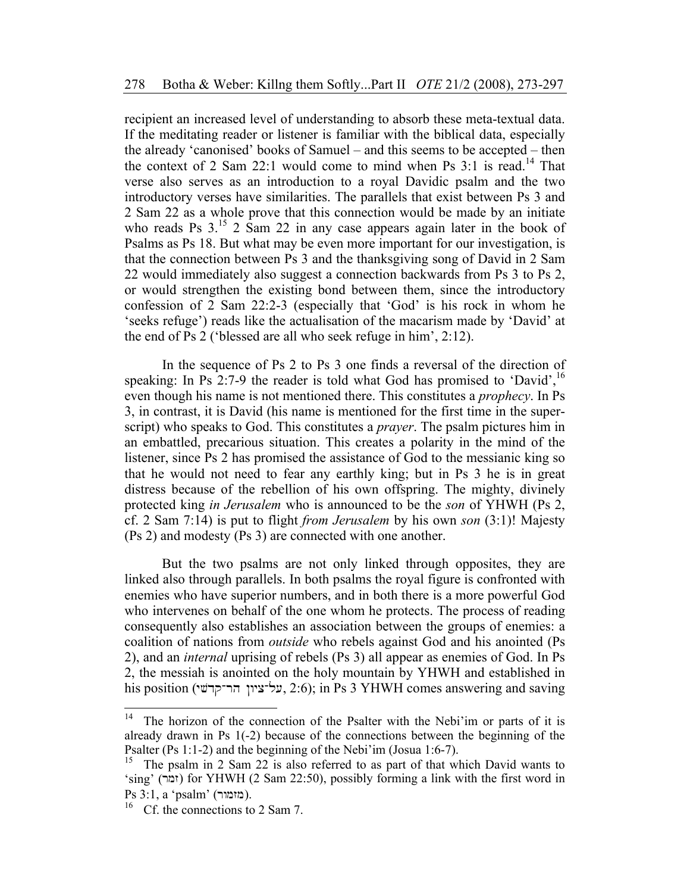recipient an increased level of understanding to absorb these meta-textual data. If the meditating reader or listener is familiar with the biblical data, especially the already 'canonised' books of Samuel – and this seems to be accepted – then the context of 2 Sam 22:1 would come to mind when Ps 3:1 is read.[14] That verse also serves as an introduction to a royal Davidic psalm and the two introductory verses have similarities. The parallels that exist between Ps 3 and 2 Sam 22 as a whole prove that this connection would be made by an initiate who reads Ps 3.[15] 2 Sam 22 in any case appears again later in the book of Psalms as Ps 18. But what may be even more important for our investigation, is that the connection between Ps 3 and the thanksgiving song of David in 2 Sam 22 would immediately also suggest a connection backwards from Ps 3 to Ps 2, or would strengthen the existing bond between them, since the introductory confession of 2 Sam 22:2-3 (especially that 'God' is his rock in whom he 'seeks refuge') reads like the actualisation of the macarism made by 'David' at the end of Ps 2 ('blessed are all who seek refuge in him', 2:12).

In the sequence of Ps 2 to Ps 3 one finds a reversal of the direction of speaking: In Ps 2:7-9 the reader is told what God has promised to 'David',[16] even though his name is not mentioned there. This constitutes a *prophecy*. In Ps 3, in contrast, it is David (his name is mentioned for the first time in the superscript) who speaks to God. This constitutes a *prayer*. The psalm pictures him in an embattled, precarious situation. This creates a polarity in the mind of the listener, since Ps 2 has promised the assistance of God to the messianic king so that he would not need to fear any earthly king; but in Ps 3 he is in great distress because of the rebellion of his own offspring. The mighty, divinely protected king *in Jerusalem* who is announced to be the *son* of YHWH (Ps 2, cf. 2 Sam 7:14) is put to flight *from Jerusalem* by his own *son* (3:1)! Majesty (Ps 2) and modesty (Ps 3) are connected with one another.

But the two psalms are not only linked through opposites, they are linked also through parallels. In both psalms the royal figure is confronted with enemies who have superior numbers, and in both there is a more powerful God who intervenes on behalf of the one whom he protects. The process of reading consequently also establishes an association between the groups of enemies: a coalition of nations from *outside* who rebels against God and his anointed (Ps 2), and an *internal* uprising of rebels (Ps 3) all appear as enemies of God. In Ps 2, the messiah is anointed on the holy mountain by YHWH and established in his position (על־ציון הר־קדשי, 2:6); in Ps 3 YHWH comes answering and saving

---

[14] The horizon of the connection of the Psalter with the Nebi'im or parts of it is already drawn in Ps 1(-2) because of the connections between the beginning of the Psalter (Ps 1:1-2) and the beginning of the Nebi'im (Josua 1:6-7).

[15] The psalm in 2 Sam 22 is also referred to as part of that which David wants to 'sing' (זמר) for YHWH (2 Sam 22:50), possibly forming a link with the first word in Ps 3:1, a 'psalm' (מזמור).

[16] Cf. the connections to 2 Sam 7.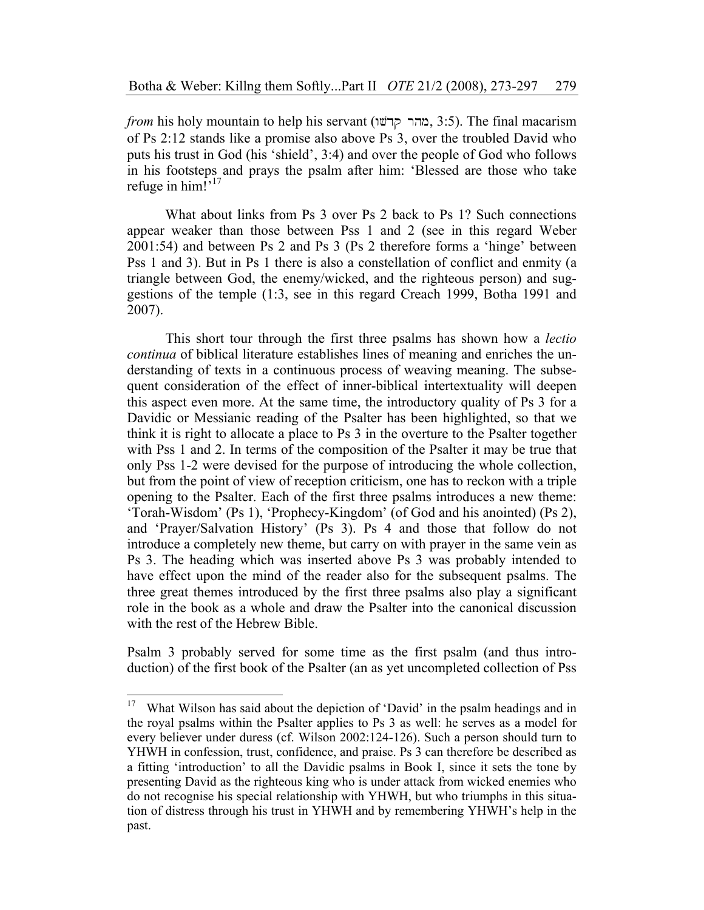*from* his holy mountain to help his servant (מהר קדשו, 3:5). The final macarism of Ps 2:12 stands like a promise also above Ps 3, over the troubled David who puts his trust in God (his 'shield', 3:4) and over the people of God who follows in his footsteps and prays the psalm after him: 'Blessed are those who take refuge in him!'[17]

What about links from Ps 3 over Ps 2 back to Ps 1? Such connections appear weaker than those between Pss 1 and 2 (see in this regard Weber 2001:54) and between Ps 2 and Ps 3 (Ps 2 therefore forms a 'hinge' between Pss 1 and 3). But in Ps 1 there is also a constellation of conflict and enmity (a triangle between God, the enemy/wicked, and the righteous person) and suggestions of the temple (1:3, see in this regard Creach 1999, Botha 1991 and 2007).

This short tour through the first three psalms has shown how a *lectio continua* of biblical literature establishes lines of meaning and enriches the understanding of texts in a continuous process of weaving meaning. The subsequent consideration of the effect of inner-biblical intertextuality will deepen this aspect even more. At the same time, the introductory quality of Ps 3 for a Davidic or Messianic reading of the Psalter has been highlighted, so that we think it is right to allocate a place to Ps 3 in the overture to the Psalter together with Pss 1 and 2. In terms of the composition of the Psalter it may be true that only Pss 1-2 were devised for the purpose of introducing the whole collection, but from the point of view of reception criticism, one has to reckon with a triple opening to the Psalter. Each of the first three psalms introduces a new theme: 'Torah-Wisdom' (Ps 1), 'Prophecy-Kingdom' (of God and his anointed) (Ps 2), and 'Prayer/Salvation History' (Ps 3). Ps 4 and those that follow do not introduce a completely new theme, but carry on with prayer in the same vein as Ps 3. The heading which was inserted above Ps 3 was probably intended to have effect upon the mind of the reader also for the subsequent psalms. The three great themes introduced by the first three psalms also play a significant role in the book as a whole and draw the Psalter into the canonical discussion with the rest of the Hebrew Bible.

Psalm 3 probably served for some time as the first psalm (and thus introduction) of the first book of the Psalter (an as yet uncompleted collection of Pss

---

[17] What Wilson has said about the depiction of 'David' in the psalm headings and in the royal psalms within the Psalter applies to Ps 3 as well: he serves as a model for every believer under duress (cf. Wilson 2002:124-126). Such a person should turn to YHWH in confession, trust, confidence, and praise. Ps 3 can therefore be described as a fitting 'introduction' to all the Davidic psalms in Book I, since it sets the tone by presenting David as the righteous king who is under attack from wicked enemies who do not recognise his special relationship with YHWH, but who triumphs in this situation of distress through his trust in YHWH and by remembering YHWH's help in the past.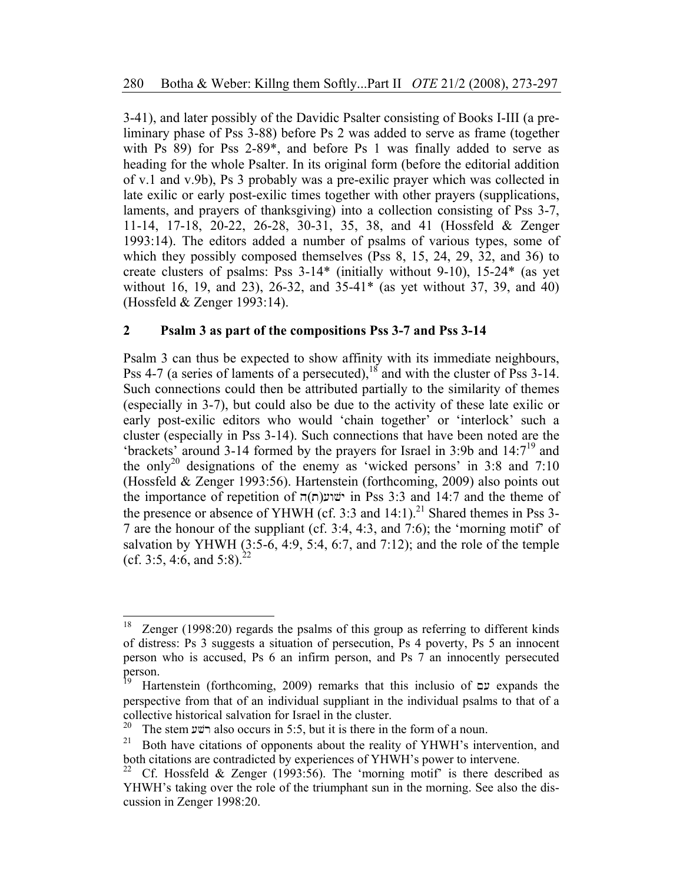3-41), and later possibly of the Davidic Psalter consisting of Books I-III (a preliminary phase of Pss 3-88) before Ps 2 was added to serve as frame (together with Ps 89) for Pss 2-89*, and before Ps 1 was finally added to serve as heading for the whole Psalter. In its original form (before the editorial addition of v.1 and v.9b), Ps 3 probably was a pre-exilic prayer which was collected in late exilic or early post-exilic times together with other prayers (supplications, laments, and prayers of thanksgiving) into a collection consisting of Pss 3-7, 11-14, 17-18, 20-22, 26-28, 30-31, 35, 38, and 41 (Hossfeld & Zenger 1993:14). The editors added a number of psalms of various types, some of which they possibly composed themselves (Pss 8, 15, 24, 29, 32, and 36) to create clusters of psalms: Pss 3-14* (initially without 9-10), 15-24* (as yet without 16, 19, and 23), 26-32, and 35-41* (as yet without 37, 39, and 40) (Hossfeld & Zenger 1993:14).

## 2 Psalm 3 as part of the compositions Pss 3-7 and Pss 3-14

Psalm 3 can thus be expected to show affinity with its immediate neighbours, Pss 4-7 (a series of laments of a persecuted),[18] and with the cluster of Pss 3-14. Such connections could then be attributed partially to the similarity of themes (especially in 3-7), but could also be due to the activity of these late exilic or early post-exilic editors who would 'chain together' or 'interlock' such a cluster (especially in Pss 3-14). Such connections that have been noted are the 'brackets' around 3-14 formed by the prayers for Israel in 3:9b and 14:7[19] and the only[20] designations of the enemy as 'wicked persons' in 3:8 and 7:10 (Hossfeld & Zenger 1993:56). Hartenstein (forthcoming, 2009) also points out the importance of repetition of ישוע(ת)ה in Pss 3:3 and 14:7 and the theme of the presence or absence of YHWH (cf. 3:3 and 14:1).[21] Shared themes in Pss 3-7 are the honour of the suppliant (cf. 3:4, 4:3, and 7:6); the 'morning motif' of salvation by YHWH (3:5-6, 4:9, 5:4, 6:7, and 7:12); and the role of the temple (cf. 3:5, 4:6, and 5:8).[22]

---

[18] Zenger (1998:20) regards the psalms of this group as referring to different kinds of distress: Ps 3 suggests a situation of persecution, Ps 4 poverty, Ps 5 an innocent person who is accused, Ps 6 an infirm person, and Ps 7 an innocently persecuted person.

[19] Hartenstein (forthcoming, 2009) remarks that this inclusio of עם expands the perspective from that of an individual suppliant in the individual psalms to that of a collective historical salvation for Israel in the cluster.

[20] The stem רשע also occurs in 5:5, but it is there in the form of a noun.

[21] Both have citations of opponents about the reality of YHWH's intervention, and both citations are contradicted by experiences of YHWH's power to intervene.

[22] Cf. Hossfeld & Zenger (1993:56). The 'morning motif' is there described as YHWH's taking over the role of the triumphant sun in the morning. See also the discussion in Zenger 1998:20.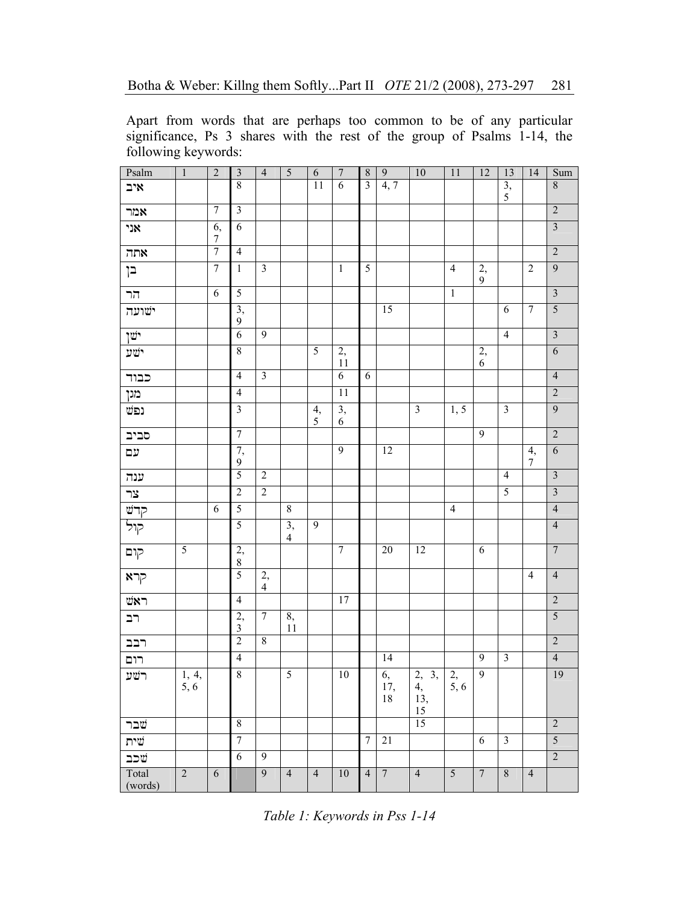Apart from words that are perhaps too common to be of any particular significance, Ps 3 shares with the rest of the group of Psalms 1-14, the following keywords:

| Psalm | 1 | 2 | 3 | 4 | 5 | 6 | 7 | 8 | 9 | 10 | 11 | 12 | 13 | 14 | Sum |
|---|---|---|---|---|---|---|---|---|---|---|---|---|---|---|---|
| איב | | | 8 | | | 11 | 6 | 3 | 4, 7 | | | | 3, 5 | | 8 |
| אמר | | 7 | 3 | | | | | | | | | | | | 2 |
| אני | | 6, 7 | 6 | | | | | | | | | | | | 3 |
| אתה | | 7 | 4 | | | | | | | | | | | | 2 |
| בן | | 7 | 1 | 3 | | | 1 | 5 | | | 4 | 2, 9 | | 2 | 9 |
| הר | | 6 | 5 | | | | | | | | 1 | | | | 3 |
| ישועה | | | 3, 9 | | | | | | 15 | | | | 6 | 7 | 5 |
| ישן | | | 6 | 9 | | | | | | | | | 4 | | 3 |
| ישע | | | 8 | | | 5 | 2, 11 | | | | | 2, 6 | | | 6 |
| כבוד | | | 4 | 3 | | | 6 | 6 | | | | | | | 4 |
| מגן | | | 4 | | | | 11 | | | | | | | | 2 |
| נפש | | | 3 | | | 4, 5 | 3, 6 | | | 3 | 1, 5 | | 3 | | 9 |
| סביב | | | 7 | | | | | | | | | 9 | | | 2 |
| עם | | | 7, 9 | | | | 9 | | 12 | | | | | 4, 7 | 6 |
| ענה | | | 5 | 2 | | | | | | | | | 4 | | 3 |
| צר | | | 2 | 2 | | | | | | | | | 5 | | 3 |
| קדש | | 6 | 5 | | 8 | | | | | | 4 | | | | 4 |
| קול | | | 5 | | 3, 4 | 9 | | | | | | | | | 4 |
| קום | 5 | | 2, 8 | | | | 7 | | 20 | 12 | | 6 | | | 7 |
| קרא | | | 5 | 2, 4 | | | | | | | | | | 4 | 4 |
| ראש | | | 4 | | | | 17 | | | | | | | | 2 |
| רב | | | 2, 3 | 7 | 8, 11 | | | | | | | | | | 5 |
| רבב | | | 2 | 8 | | | | | | | | | | | 2 |
| רום | | | 4 | | | | | | 14 | | | 9 | 3 | | 4 |
| רשע | 1, 4, 5, 6 | | 8 | | 5 | | 10 | | 6, 17, 18 | 2, 3, 4, 13, 15 | 2, 5, 6 | 9 | | | 19 |
| שבר | | | 8 | | | | | | | 15 | | | | | 2 |
| שית | | | 7 | | | | | 7 | 21 | | | 6 | 3 | | 5 |
| שכב | | | 6 | 9 | | | | | | | | | | | 2 |
| Total (words) | 2 | 6 | | 9 | 4 | 4 | 10 | 4 | 7 | 4 | 5 | 7 | 8 | 4 | |

*Table 1: Keywords in Pss 1-14*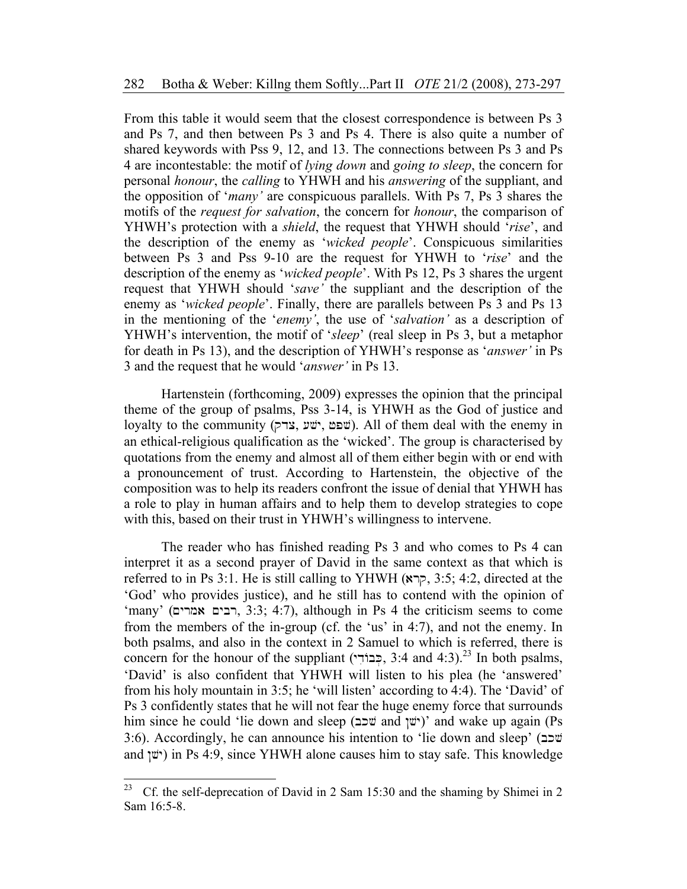From this table it would seem that the closest correspondence is between Ps 3 and Ps 7, and then between Ps 3 and Ps 4. There is also quite a number of shared keywords with Pss 9, 12, and 13. The connections between Ps 3 and Ps 4 are incontestable: the motif of *lying down* and *going to sleep*, the concern for personal *honour*, the *calling* to YHWH and his *answering* of the suppliant, and the opposition of '*many'* are conspicuous parallels. With Ps 7, Ps 3 shares the motifs of the *request for salvation*, the concern for *honour*, the comparison of YHWH's protection with a *shield*, the request that YHWH should '*rise*', and the description of the enemy as '*wicked people*'. Conspicuous similarities between Ps 3 and Pss 9-10 are the request for YHWH to '*rise*' and the description of the enemy as '*wicked people*'. With Ps 12, Ps 3 shares the urgent request that YHWH should '*save'* the suppliant and the description of the enemy as '*wicked people*'. Finally, there are parallels between Ps 3 and Ps 13 in the mentioning of the '*enemy'*, the use of '*salvation'* as a description of YHWH's intervention, the motif of '*sleep*' (real sleep in Ps 3, but a metaphor for death in Ps 13), and the description of YHWH's response as '*answer'* in Ps 3 and the request that he would '*answer'* in Ps 13.

Hartenstein (forthcoming, 2009) expresses the opinion that the principal theme of the group of psalms, Pss 3-14, is YHWH as the God of justice and loyalty to the community (צדק, ישׁע, שׁפט). All of them deal with the enemy in an ethical-religious qualification as the 'wicked'. The group is characterised by quotations from the enemy and almost all of them either begin with or end with a pronouncement of trust. According to Hartenstein, the objective of the composition was to help its readers confront the issue of denial that YHWH has a role to play in human affairs and to help them to develop strategies to cope with this, based on their trust in YHWH's willingness to intervene.

The reader who has finished reading Ps 3 and who comes to Ps 4 can interpret it as a second prayer of David in the same context as that which is referred to in Ps 3:1. He is still calling to YHWH (קרא, 3:5; 4:2, directed at the 'God' who provides justice), and he still has to contend with the opinion of 'many' (רבים אמרים, 3:3; 4:7), although in Ps 4 the criticism seems to come from the members of the in-group (cf. the 'us' in 4:7), and not the enemy. In both psalms, and also in the context in 2 Samuel to which is referred, there is concern for the honour of the suppliant (כְּבוֹדִי, 3:4 and 4:3).[23] In both psalms, 'David' is also confident that YHWH will listen to his plea (he 'answered' from his holy mountain in 3:5; he 'will listen' according to 4:4). The 'David' of Ps 3 confidently states that he will not fear the huge enemy force that surrounds him since he could 'lie down and sleep (שׁכב and ישׁן)' and wake up again (Ps 3:6). Accordingly, he can announce his intention to 'lie down and sleep' (שׁכב and ישׁן) in Ps 4:9, since YHWH alone causes him to stay safe. This knowledge

---

[23] Cf. the self-deprecation of David in 2 Sam 15:30 and the shaming by Shimei in 2 Sam 16:5-8.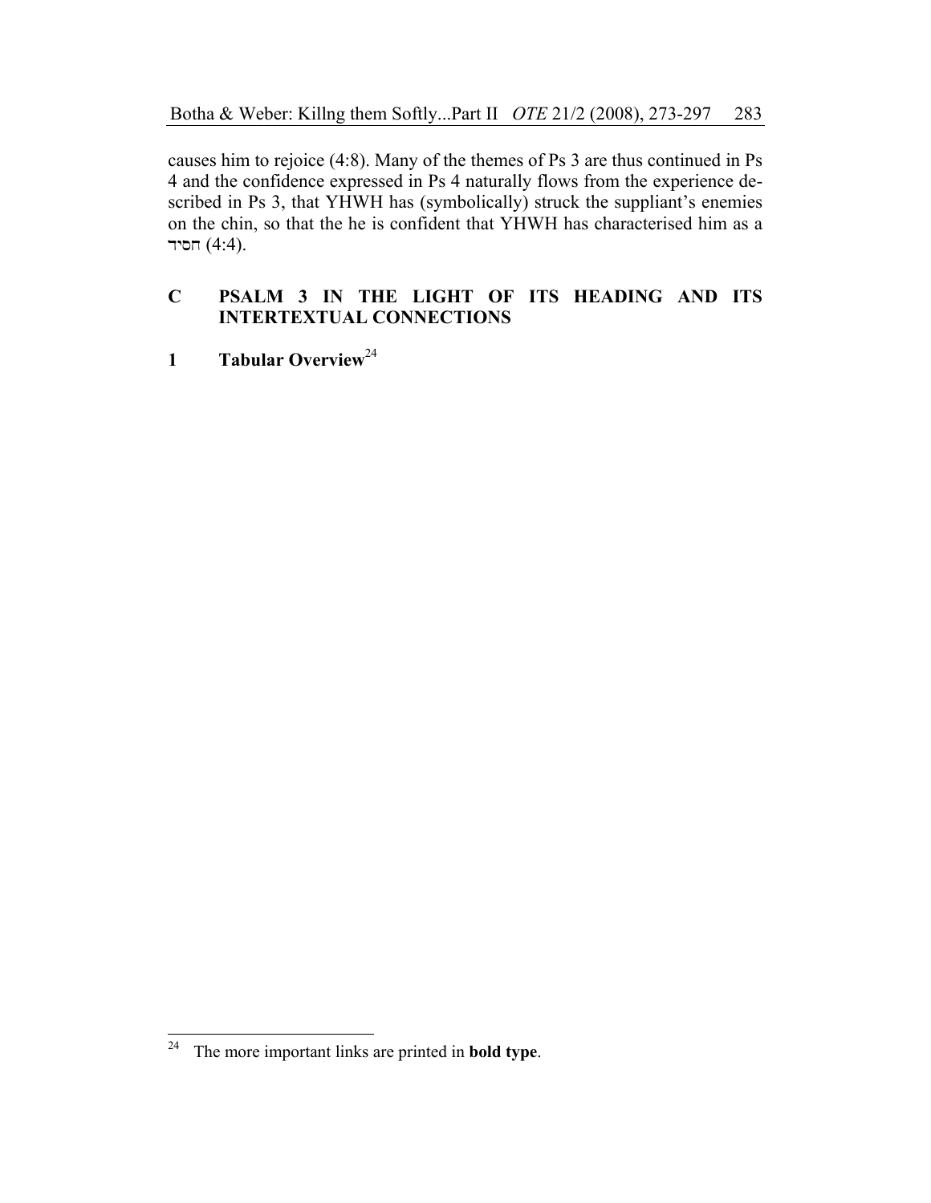causes him to rejoice (4:8). Many of the themes of Ps 3 are thus continued in Ps 4 and the confidence expressed in Ps 4 naturally flows from the experience described in Ps 3, that YHWH has (symbolically) struck the suppliant's enemies on the chin, so that the he is confident that YHWH has characterised him as a חסיד (4:4).

## C PSALM 3 IN THE LIGHT OF ITS HEADING AND ITS INTERTEXTUAL CONNECTIONS

### 1 Tabular Overview[24]

[24] The more important links are printed in **bold type**.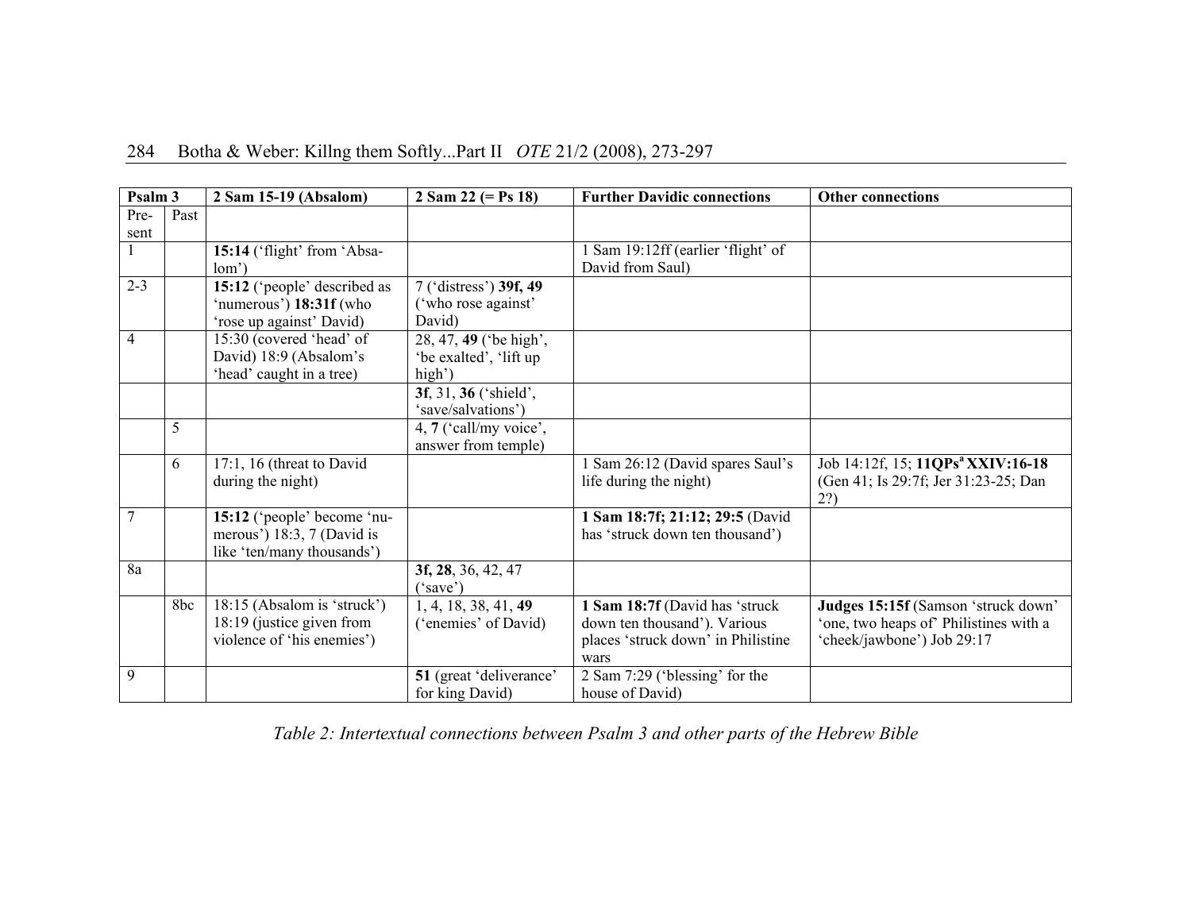| Psalm 3 | | 2 Sam 15-19 (Absalom) | 2 Sam 22 (= Ps 18) | Further Davidic connections | Other connections |
|---|---|---|---|---|---|
| Present | Past | | | | |
| 1 | | **15:14** ('flight' from 'Absalom') | | 1 Sam 19:12ff (earlier 'flight' of David from Saul) | |
| 2-3 | | **15:12** ('people' described as 'numerous') **18:31f** (who 'rose up against' David) | 7 ('distress') **39f, 49** ('who rose against' David) | | |
| 4 | | 15:30 (covered 'head' of David) 18:9 (Absalom's 'head' caught in a tree) | 28, 47, **49** ('be high', 'be exalted', 'lift up high') | | |
| | | | **3f**, 31, **36** ('shield', 'save/salvations') | | |
| | 5 | | 4, **7** ('call/my voice', answer from temple) | | |
| | 6 | 17:1, 16 (threat to David during the night) | | 1 Sam 26:12 (David spares Saul's life during the night) | Job 14:12f, 15; **11QPs[a] XXIV:16-18** (Gen 41; Is 29:7f; Jer 31:23-25; Dan 2?) |
| 7 | | **15:12** ('people' become 'numerous') 18:3, 7 (David is like 'ten/many thousands') | | **1 Sam 18:7f; 21:12; 29:5** (David has 'struck down ten thousand') | |
| 8a | | | **3f, 28**, 36, 42, 47 ('save') | | |
| | 8bc | 18:15 (Absalom is 'struck') 18:19 (justice given from violence of 'his enemies') | 1, 4, 18, 38, 41, **49** ('enemies' of David) | **1 Sam 18:7f** (David has 'struck down ten thousand'). Various places 'struck down' in Philistine wars | **Judges 15:15f** (Samson 'struck down' 'one, two heaps of' Philistines with a 'cheek/jawbone') Job 29:17 |
| 9 | | | **51** (great 'deliverance' for king David) | 2 Sam 7:29 ('blessing' for the house of David) | |

*Table 2: Intertextual connections between Psalm 3 and other parts of the Hebrew Bible*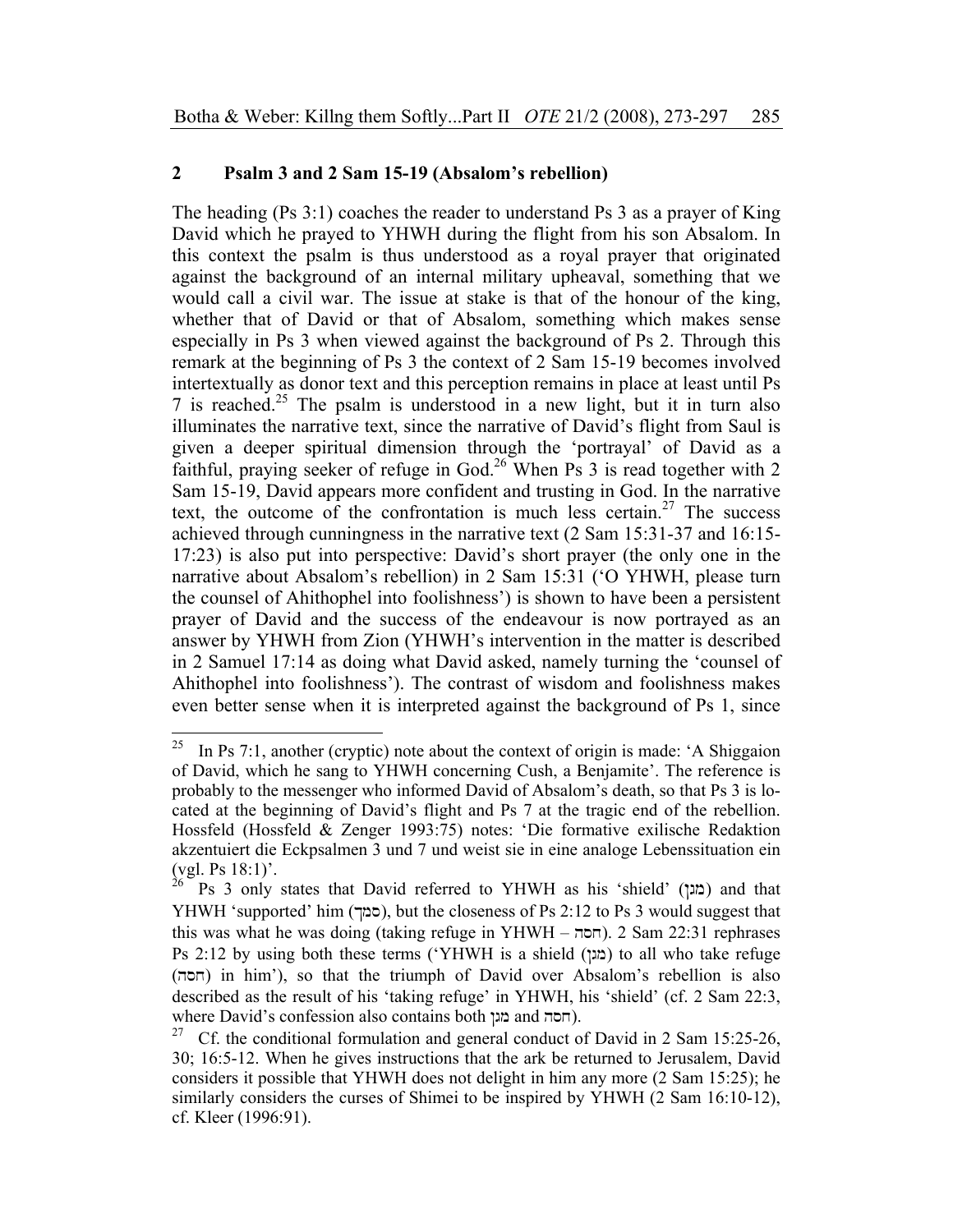## 2 Psalm 3 and 2 Sam 15-19 (Absalom's rebellion)

The heading (Ps 3:1) coaches the reader to understand Ps 3 as a prayer of King David which he prayed to YHWH during the flight from his son Absalom. In this context the psalm is thus understood as a royal prayer that originated against the background of an internal military upheaval, something that we would call a civil war. The issue at stake is that of the honour of the king, whether that of David or that of Absalom, something which makes sense especially in Ps 3 when viewed against the background of Ps 2. Through this remark at the beginning of Ps 3 the context of 2 Sam 15-19 becomes involved intertextually as donor text and this perception remains in place at least until Ps 7 is reached.[25] The psalm is understood in a new light, but it in turn also illuminates the narrative text, since the narrative of David's flight from Saul is given a deeper spiritual dimension through the 'portrayal' of David as a faithful, praying seeker of refuge in God.[26] When Ps 3 is read together with 2 Sam 15-19, David appears more confident and trusting in God. In the narrative text, the outcome of the confrontation is much less certain.[27] The success achieved through cunningness in the narrative text (2 Sam 15:31-37 and 16:15-17:23) is also put into perspective: David's short prayer (the only one in the narrative about Absalom's rebellion) in 2 Sam 15:31 ('O YHWH, please turn the counsel of Ahithophel into foolishness') is shown to have been a persistent prayer of David and the success of the endeavour is now portrayed as an answer by YHWH from Zion (YHWH's intervention in the matter is described in 2 Samuel 17:14 as doing what David asked, namely turning the 'counsel of Ahithophel into foolishness'). The contrast of wisdom and foolishness makes even better sense when it is interpreted against the background of Ps 1, since

---

[25] In Ps 7:1, another (cryptic) note about the context of origin is made: 'A Shiggaion of David, which he sang to YHWH concerning Cush, a Benjamite'. The reference is probably to the messenger who informed David of Absalom's death, so that Ps 3 is located at the beginning of David's flight and Ps 7 at the tragic end of the rebellion. Hossfeld (Hossfeld & Zenger 1993:75) notes: 'Die formative exilische Redaktion akzentuiert die Eckpsalmen 3 und 7 und weist sie in eine analoge Lebenssituation ein (vgl. Ps 18:1)'.

[26] Ps 3 only states that David referred to YHWH as his 'shield' (מגן) and that YHWH 'supported' him (סמך), but the closeness of Ps 2:12 to Ps 3 would suggest that this was what he was doing (taking refuge in YHWH – חסה). 2 Sam 22:31 rephrases Ps 2:12 by using both these terms ('YHWH is a shield (מגן) to all who take refuge (חסה) in him'), so that the triumph of David over Absalom's rebellion is also described as the result of his 'taking refuge' in YHWH, his 'shield' (cf. 2 Sam 22:3, where David's confession also contains both מגן and חסה).

[27] Cf. the conditional formulation and general conduct of David in 2 Sam 15:25-26, 30; 16:5-12. When he gives instructions that the ark be returned to Jerusalem, David considers it possible that YHWH does not delight in him any more (2 Sam 15:25); he similarly considers the curses of Shimei to be inspired by YHWH (2 Sam 16:10-12), cf. Kleer (1996:91).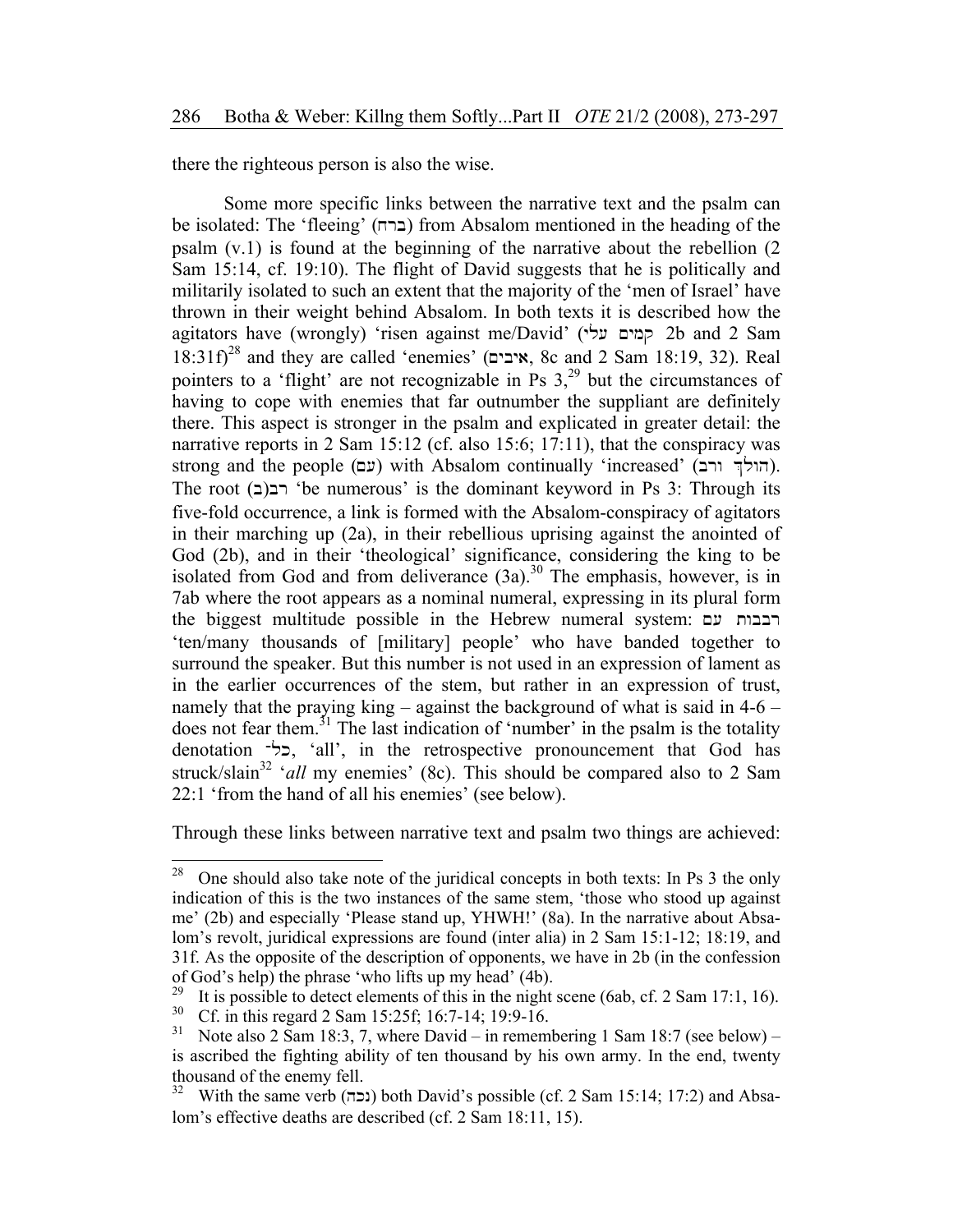there the righteous person is also the wise.

Some more specific links between the narrative text and the psalm can be isolated: The 'fleeing' (ברח) from Absalom mentioned in the heading of the psalm (v.1) is found at the beginning of the narrative about the rebellion (2 Sam 15:14, cf. 19:10). The flight of David suggests that he is politically and militarily isolated to such an extent that the majority of the 'men of Israel' have thrown in their weight behind Absalom. In both texts it is described how the agitators have (wrongly) 'risen against me/David' (קָמִים עלי 2b and 2 Sam 18:31f)[28] and they are called 'enemies' (איבים, 8c and 2 Sam 18:19, 32). Real pointers to a 'flight' are not recognizable in Ps 3,[29] but the circumstances of having to cope with enemies that far outnumber the suppliant are definitely there. This aspect is stronger in the psalm and explicated in greater detail: the narrative reports in 2 Sam 15:12 (cf. also 15:6; 17:11), that the conspiracy was strong and the people (עם) with Absalom continually 'increased' (הוֹלֵךְ ורב). The root (ב)רב 'be numerous' is the dominant keyword in Ps 3: Through its five-fold occurrence, a link is formed with the Absalom-conspiracy of agitators in their marching up (2a), in their rebellious uprising against the anointed of God (2b), and in their 'theological' significance, considering the king to be isolated from God and from deliverance (3a).[30] The emphasis, however, is in 7ab where the root appears as a nominal numeral, expressing in its plural form the biggest multitude possible in the Hebrew numeral system: רבבות עם 'ten/many thousands of [military] people' who have banded together to surround the speaker. But this number is not used in an expression of lament as in the earlier occurrences of the stem, but rather in an expression of trust, namely that the praying king – against the background of what is said in 4-6 – does not fear them.[31] The last indication of 'number' in the psalm is the totality denotation כל־, 'all', in the retrospective pronouncement that God has struck/slain[32] '*all* my enemies' (8c). This should be compared also to 2 Sam 22:1 'from the hand of all his enemies' (see below).

Through these links between narrative text and psalm two things are achieved:

---

[28] One should also take note of the juridical concepts in both texts: In Ps 3 the only indication of this is the two instances of the same stem, 'those who stood up against me' (2b) and especially 'Please stand up, YHWH!' (8a). In the narrative about Absalom's revolt, juridical expressions are found (inter alia) in 2 Sam 15:1-12; 18:19, and 31f. As the opposite of the description of opponents, we have in 2b (in the confession of God's help) the phrase 'who lifts up my head' (4b).

[29] It is possible to detect elements of this in the night scene (6ab, cf. 2 Sam 17:1, 16).

[30] Cf. in this regard 2 Sam 15:25f; 16:7-14; 19:9-16.

[31] Note also 2 Sam 18:3, 7, where David – in remembering 1 Sam 18:7 (see below) – is ascribed the fighting ability of ten thousand by his own army. In the end, twenty thousand of the enemy fell.

[32] With the same verb (נכה) both David's possible (cf. 2 Sam 15:14; 17:2) and Absalom's effective deaths are described (cf. 2 Sam 18:11, 15).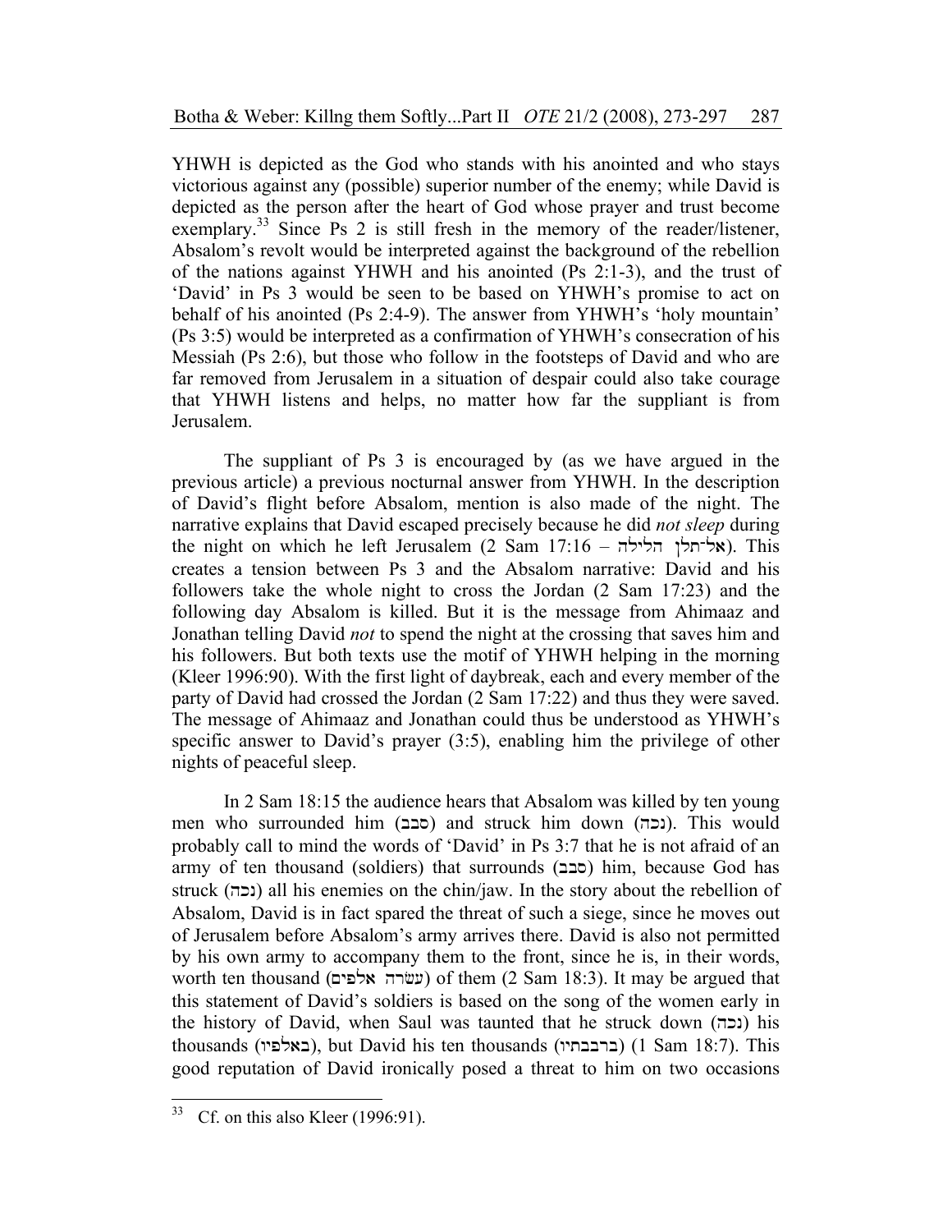YHWH is depicted as the God who stands with his anointed and who stays victorious against any (possible) superior number of the enemy; while David is depicted as the person after the heart of God whose prayer and trust become exemplary.[33] Since Ps 2 is still fresh in the memory of the reader/listener, Absalom's revolt would be interpreted against the background of the rebellion of the nations against YHWH and his anointed (Ps 2:1-3), and the trust of 'David' in Ps 3 would be seen to be based on YHWH's promise to act on behalf of his anointed (Ps 2:4-9). The answer from YHWH's 'holy mountain' (Ps 3:5) would be interpreted as a confirmation of YHWH's consecration of his Messiah (Ps 2:6), but those who follow in the footsteps of David and who are far removed from Jerusalem in a situation of despair could also take courage that YHWH listens and helps, no matter how far the suppliant is from Jerusalem.

The suppliant of Ps 3 is encouraged by (as we have argued in the previous article) a previous nocturnal answer from YHWH. In the description of David's flight before Absalom, mention is also made of the night. The narrative explains that David escaped precisely because he did *not sleep* during the night on which he left Jerusalem (2 Sam 17:16 – אַל־תָּלֶן הַלַּיְלָה). This creates a tension between Ps 3 and the Absalom narrative: David and his followers take the whole night to cross the Jordan (2 Sam 17:23) and the following day Absalom is killed. But it is the message from Ahimaaz and Jonathan telling David *not* to spend the night at the crossing that saves him and his followers. But both texts use the motif of YHWH helping in the morning (Kleer 1996:90). With the first light of daybreak, each and every member of the party of David had crossed the Jordan (2 Sam 17:22) and thus they were saved. The message of Ahimaaz and Jonathan could thus be understood as YHWH's specific answer to David's prayer (3:5), enabling him the privilege of other nights of peaceful sleep.

In 2 Sam 18:15 the audience hears that Absalom was killed by ten young men who surrounded him (סבב) and struck him down (נכה). This would probably call to mind the words of 'David' in Ps 3:7 that he is not afraid of an army of ten thousand (soldiers) that surrounds (סבב) him, because God has struck (נכה) all his enemies on the chin/jaw. In the story about the rebellion of Absalom, David is in fact spared the threat of such a siege, since he moves out of Jerusalem before Absalom's army arrives there. David is also not permitted by his own army to accompany them to the front, since he is, in their words, worth ten thousand (עֲשָׂרָה אֲלָפִים) of them (2 Sam 18:3). It may be argued that this statement of David's soldiers is based on the song of the women early in the history of David, when Saul was taunted that he struck down (נכה) his thousands (באלפיו), but David his ten thousands (ברבבתיו) (1 Sam 18:7). This good reputation of David ironically posed a threat to him on two occasions

---

[33] Cf. on this also Kleer (1996:91).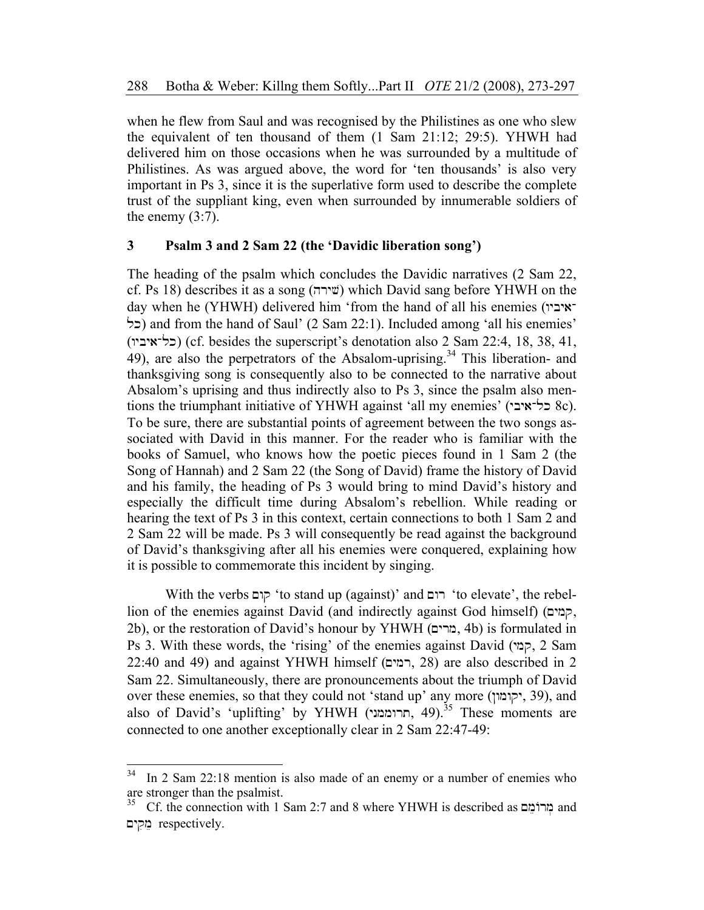when he flew from Saul and was recognised by the Philistines as one who slew the equivalent of ten thousand of them (1 Sam 21:12; 29:5). YHWH had delivered him on those occasions when he was surrounded by a multitude of Philistines. As was argued above, the word for 'ten thousands' is also very important in Ps 3, since it is the superlative form used to describe the complete trust of the suppliant king, even when surrounded by innumerable soldiers of the enemy (3:7).

## 3 Psalm 3 and 2 Sam 22 (the 'Davidic liberation song')

The heading of the psalm which concludes the Davidic narratives (2 Sam 22, cf. Ps 18) describes it as a song (שירה) which David sang before YHWH on the day when he (YHWH) delivered him 'from the hand of all his enemies (כל־איביו) and from the hand of Saul' (2 Sam 22:1). Included among 'all his enemies' (כל־איביו) (cf. besides the superscript's denotation also 2 Sam 22:4, 18, 38, 41, 49), are also the perpetrators of the Absalom-uprising.[34] This liberation- and thanksgiving song is consequently also to be connected to the narrative about Absalom's uprising and thus indirectly also to Ps 3, since the psalm also mentions the triumphant initiative of YHWH against 'all my enemies' (כל־איבי 8c). To be sure, there are substantial points of agreement between the two songs associated with David in this manner. For the reader who is familiar with the books of Samuel, who knows how the poetic pieces found in 1 Sam 2 (the Song of Hannah) and 2 Sam 22 (the Song of David) frame the history of David and his family, the heading of Ps 3 would bring to mind David's history and especially the difficult time during Absalom's rebellion. While reading or hearing the text of Ps 3 in this context, certain connections to both 1 Sam 2 and 2 Sam 22 will be made. Ps 3 will consequently be read against the background of David's thanksgiving after all his enemies were conquered, explaining how it is possible to commemorate this incident by singing.

With the verbs קום 'to stand up (against)' and רום 'to elevate', the rebellion of the enemies against David (and indirectly against God himself) (קמים, 2b), or the restoration of David's honour by YHWH (מרים, 4b) is formulated in Ps 3. With these words, the 'rising' of the enemies against David (קמי, 2 Sam 22:40 and 49) and against YHWH himself (רמים, 28) are also described in 2 Sam 22. Simultaneously, there are pronouncements about the triumph of David over these enemies, so that they could not 'stand up' any more (יקומון, 39), and also of David's 'uplifting' by YHWH (תרוממני, 49).[35] These moments are connected to one another exceptionally clear in 2 Sam 22:47-49:

---

[34] In 2 Sam 22:18 mention is also made of an enemy or a number of enemies who are stronger than the psalmist.

[35] Cf. the connection with 1 Sam 2:7 and 8 where YHWH is described as מְרוֹמֵם and מֵקִים respectively.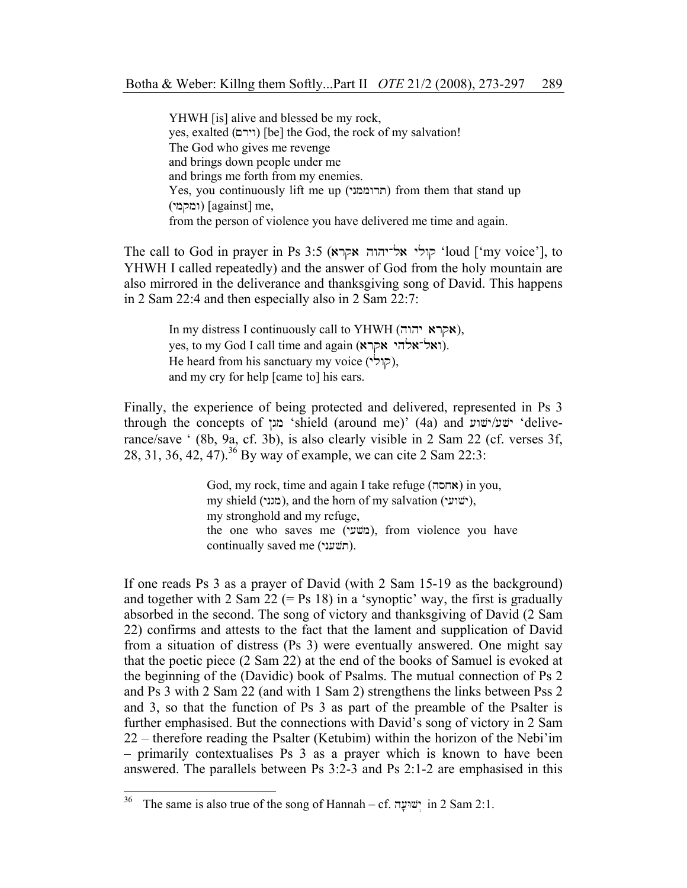YHWH [is] alive and blessed be my rock,
yes, exalted (וירם) [be] the God, the rock of my salvation!
The God who gives me revenge
and brings down people under me
and brings me forth from my enemies.
Yes, you continuously lift me up (תרוממני) from them that stand up (ומקמי) [against] me,
from the person of violence you have delivered me time and again.

The call to God in prayer in Ps 3:5 (קולי אל־יהוה אקרא 'loud ['my voice'], to YHWH I called repeatedly) and the answer of God from the holy mountain are also mirrored in the deliverance and thanksgiving song of David. This happens in 2 Sam 22:4 and then especially also in 2 Sam 22:7:

In my distress I continuously call to YHWH (אקרא יהוה),
yes, to my God I call time and again (ואל־אלהי אקרא).
He heard from his sanctuary my voice (קולי),
and my cry for help [came to] his ears.

Finally, the experience of being protected and delivered, represented in Ps 3 through the concepts of מגן 'shield (around me)' (4a) and ישע/ישוע 'deliverance/save ' (8b, 9a, cf. 3b), is also clearly visible in 2 Sam 22 (cf. verses 3f, 28, 31, 36, 42, 47).[36] By way of example, we can cite 2 Sam 22:3:

God, my rock, time and again I take refuge (אחסה) in you,
my shield (מגני), and the horn of my salvation (ישעי),
my stronghold and my refuge,
the one who saves me (משעי), from violence you have continually saved me (תשעני).

If one reads Ps 3 as a prayer of David (with 2 Sam 15-19 as the background) and together with 2 Sam 22 (= Ps 18) in a 'synoptic' way, the first is gradually absorbed in the second. The song of victory and thanksgiving of David (2 Sam 22) confirms and attests to the fact that the lament and supplication of David from a situation of distress (Ps 3) were eventually answered. One might say that the poetic piece (2 Sam 22) at the end of the books of Samuel is evoked at the beginning of the (Davidic) book of Psalms. The mutual connection of Ps 2 and Ps 3 with 2 Sam 22 (and with 1 Sam 2) strengthens the links between Pss 2 and 3, so that the function of Ps 3 as part of the preamble of the Psalter is further emphasised. But the connections with David's song of victory in 2 Sam 22 – therefore reading the Psalter (Ketubim) within the horizon of the Nebi'im – primarily contextualises Ps 3 as a prayer which is known to have been answered. The parallels between Ps 3:2-3 and Ps 2:1-2 are emphasised in this

[36] The same is also true of the song of Hannah – cf. יְשׁוּעָה in 2 Sam 2:1.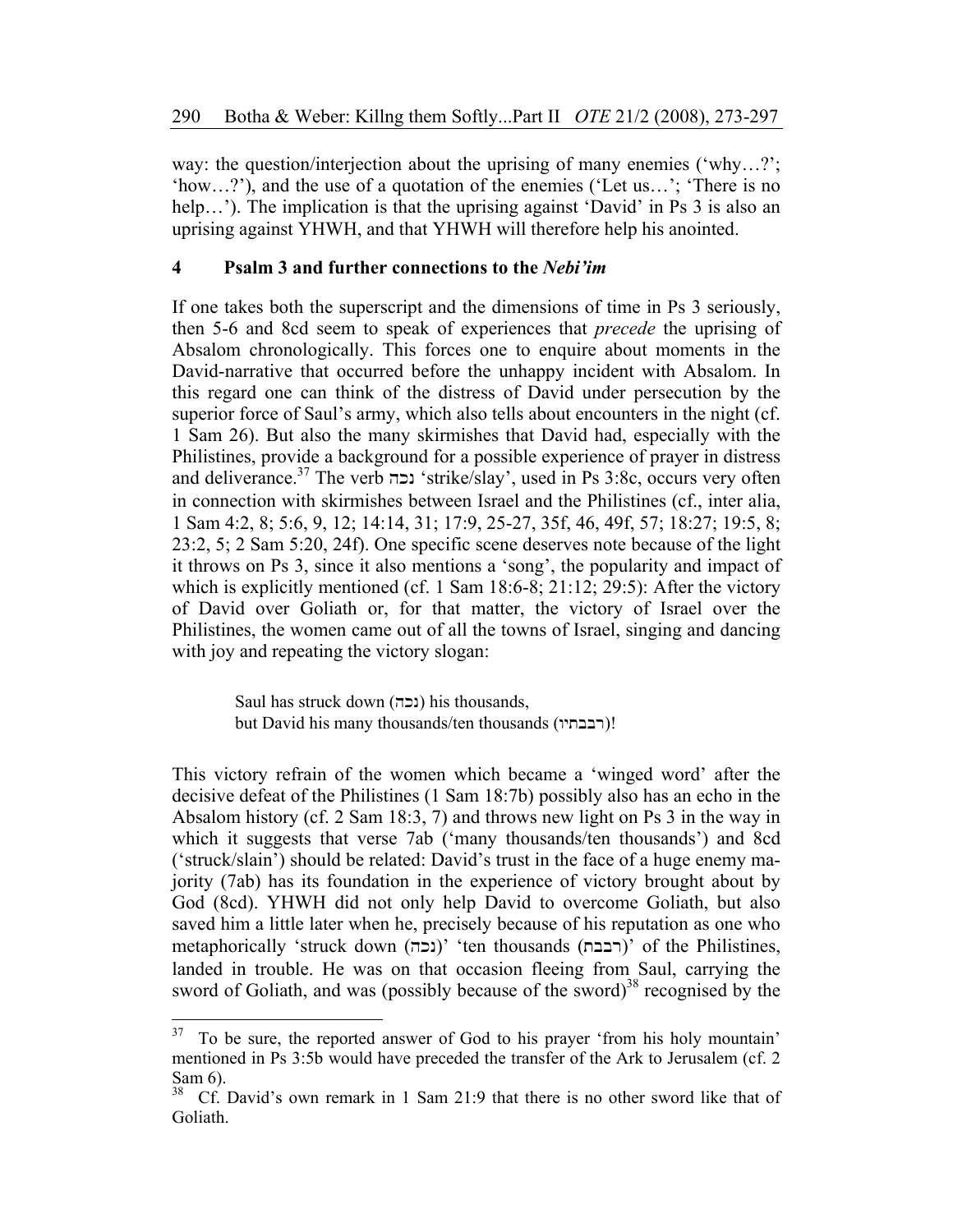way: the question/interjection about the uprising of many enemies ('why…?'; 'how…?'), and the use of a quotation of the enemies ('Let us…'; 'There is no help…'). The implication is that the uprising against 'David' in Ps 3 is also an uprising against YHWH, and that YHWH will therefore help his anointed.

## 4 Psalm 3 and further connections to the *Nebi'im*

If one takes both the superscript and the dimensions of time in Ps 3 seriously, then 5-6 and 8cd seem to speak of experiences that *precede* the uprising of Absalom chronologically. This forces one to enquire about moments in the David-narrative that occurred before the unhappy incident with Absalom. In this regard one can think of the distress of David under persecution by the superior force of Saul's army, which also tells about encounters in the night (cf. 1 Sam 26). But also the many skirmishes that David had, especially with the Philistines, provide a background for a possible experience of prayer in distress and deliverance.[37] The verb נכה 'strike/slay', used in Ps 3:8c, occurs very often in connection with skirmishes between Israel and the Philistines (cf., inter alia, 1 Sam 4:2, 8; 5:6, 9, 12; 14:14, 31; 17:9, 25-27, 35f, 46, 49f, 57; 18:27; 19:5, 8; 23:2, 5; 2 Sam 5:20, 24f). One specific scene deserves note because of the light it throws on Ps 3, since it also mentions a 'song', the popularity and impact of which is explicitly mentioned (cf. 1 Sam 18:6-8; 21:12; 29:5): After the victory of David over Goliath or, for that matter, the victory of Israel over the Philistines, the women came out of all the towns of Israel, singing and dancing with joy and repeating the victory slogan:

> Saul has struck down (נכה) his thousands,
> but David his many thousands/ten thousands (רבבתיו)!

This victory refrain of the women which became a 'winged word' after the decisive defeat of the Philistines (1 Sam 18:7b) possibly also has an echo in the Absalom history (cf. 2 Sam 18:3, 7) and throws new light on Ps 3 in the way in which it suggests that verse 7ab ('many thousands/ten thousands') and 8cd ('struck/slain') should be related: David's trust in the face of a huge enemy majority (7ab) has its foundation in the experience of victory brought about by God (8cd). YHWH did not only help David to overcome Goliath, but also saved him a little later when he, precisely because of his reputation as one who metaphorically 'struck down (נכה)' 'ten thousands (רבבה)' of the Philistines, landed in trouble. He was on that occasion fleeing from Saul, carrying the sword of Goliath, and was (possibly because of the sword)[38] recognised by the

---

[37] To be sure, the reported answer of God to his prayer 'from his holy mountain' mentioned in Ps 3:5b would have preceded the transfer of the Ark to Jerusalem (cf. 2 Sam 6).

[38] Cf. David's own remark in 1 Sam 21:9 that there is no other sword like that of Goliath.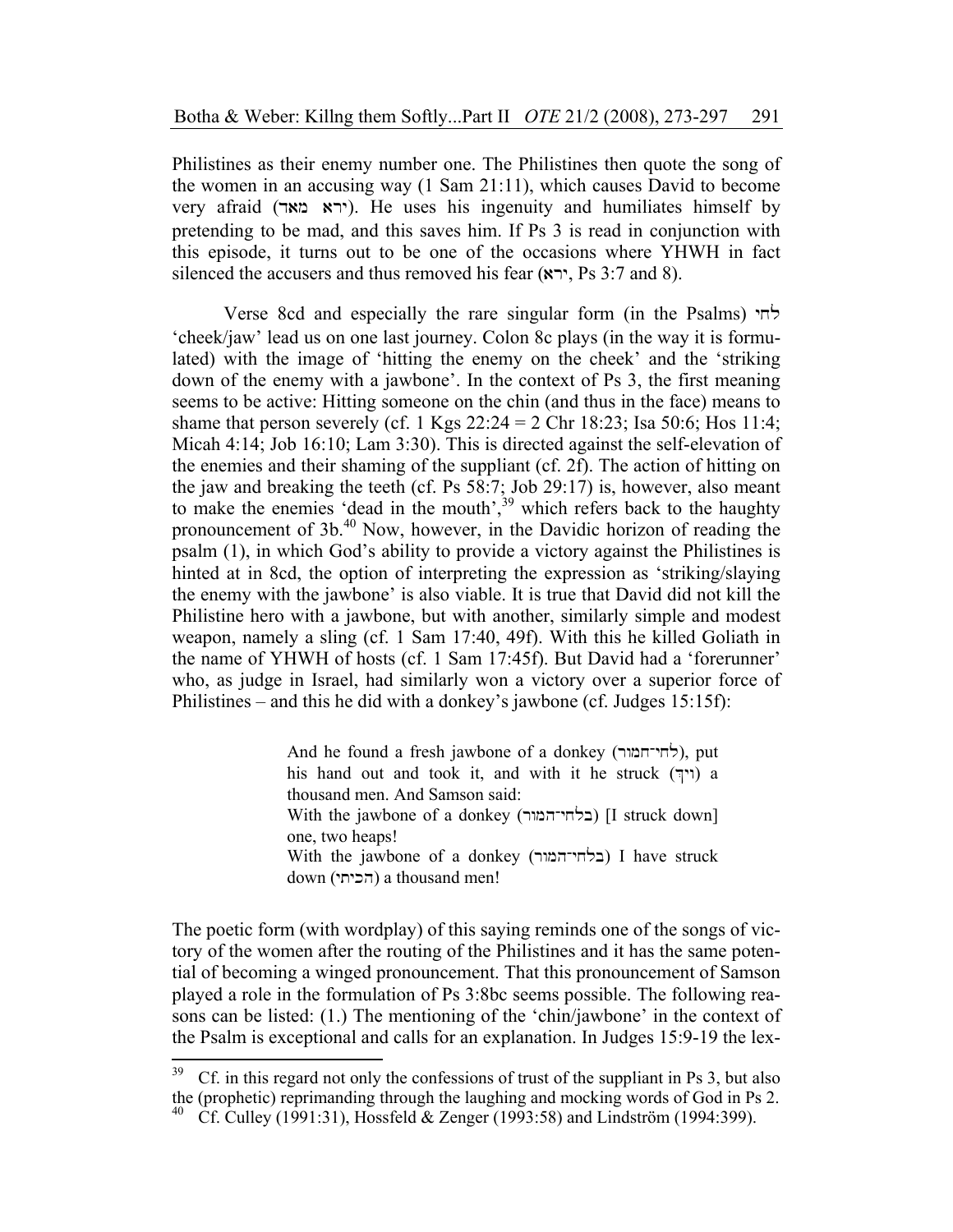Philistines as their enemy number one. The Philistines then quote the song of the women in an accusing way (1 Sam 21:11), which causes David to become very afraid (ירא מאד). He uses his ingenuity and humiliates himself by pretending to be mad, and this saves him. If Ps 3 is read in conjunction with this episode, it turns out to be one of the occasions where YHWH in fact silenced the accusers and thus removed his fear (ירא, Ps 3:7 and 8).

Verse 8cd and especially the rare singular form (in the Psalms) לחי 'cheek/jaw' lead us on one last journey. Colon 8c plays (in the way it is formulated) with the image of 'hitting the enemy on the cheek' and the 'striking down of the enemy with a jawbone'. In the context of Ps 3, the first meaning seems to be active: Hitting someone on the chin (and thus in the face) means to shame that person severely (cf. 1 Kgs 22:24 = 2 Chr 18:23; Isa 50:6; Hos 11:4; Micah 4:14; Job 16:10; Lam 3:30). This is directed against the self-elevation of the enemies and their shaming of the suppliant (cf. 2f). The action of hitting on the jaw and breaking the teeth (cf. Ps 58:7; Job 29:17) is, however, also meant to make the enemies 'dead in the mouth',[39] which refers back to the haughty pronouncement of 3b.[40] Now, however, in the Davidic horizon of reading the psalm (1), in which God's ability to provide a victory against the Philistines is hinted at in 8cd, the option of interpreting the expression as 'striking/slaying the enemy with the jawbone' is also viable. It is true that David did not kill the Philistine hero with a jawbone, but with another, similarly simple and modest weapon, namely a sling (cf. 1 Sam 17:40, 49f). With this he killed Goliath in the name of YHWH of hosts (cf. 1 Sam 17:45f). But David had a 'forerunner' who, as judge in Israel, had similarly won a victory over a superior force of Philistines – and this he did with a donkey's jawbone (cf. Judges 15:15f):

> And he found a fresh jawbone of a donkey (לחי־חמור), put his hand out and took it, and with it he struck (ויך) a thousand men. And Samson said:
> With the jawbone of a donkey (בלחי־החמור) [I struck down] one, two heaps!
> With the jawbone of a donkey (בלחי־החמור) I have struck down (הכיתי) a thousand men!

The poetic form (with wordplay) of this saying reminds one of the songs of victory of the women after the routing of the Philistines and it has the same potential of becoming a winged pronouncement. That this pronouncement of Samson played a role in the formulation of Ps 3:8bc seems possible. The following reasons can be listed: (1.) The mentioning of the 'chin/jawbone' in the context of the Psalm is exceptional and calls for an explanation. In Judges 15:9-19 the lex-

---

[39] Cf. in this regard not only the confessions of trust of the suppliant in Ps 3, but also the (prophetic) reprimanding through the laughing and mocking words of God in Ps 2.

[40] Cf. Culley (1991:31), Hossfeld & Zenger (1993:58) and Lindström (1994:399).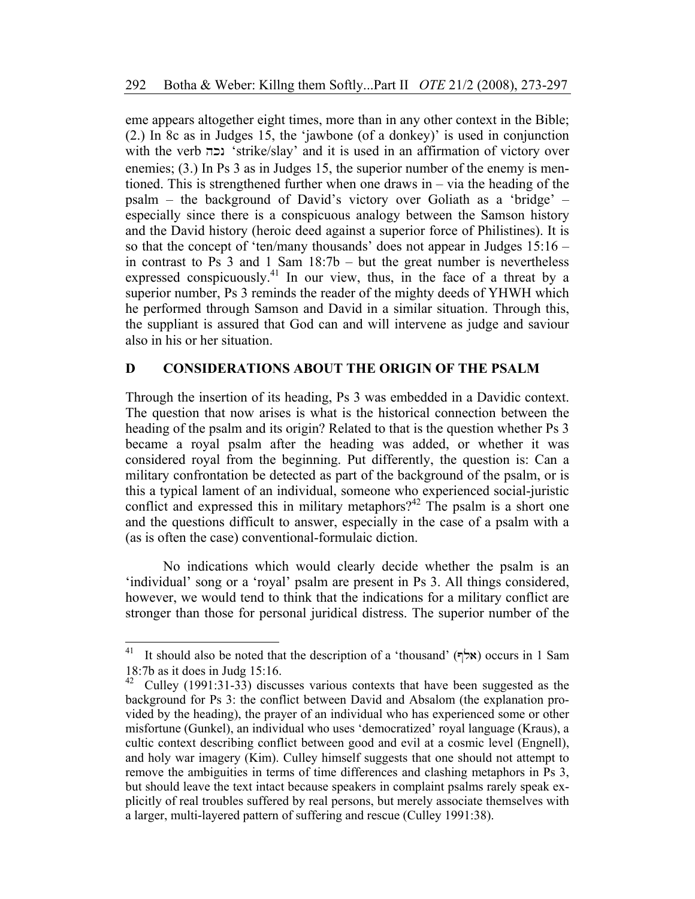eme appears altogether eight times, more than in any other context in the Bible; (2.) In 8c as in Judges 15, the 'jawbone (of a donkey)' is used in conjunction with the verb נכה 'strike/slay' and it is used in an affirmation of victory over enemies; (3.) In Ps 3 as in Judges 15, the superior number of the enemy is mentioned. This is strengthened further when one draws in – via the heading of the psalm – the background of David's victory over Goliath as a 'bridge' – especially since there is a conspicuous analogy between the Samson history and the David history (heroic deed against a superior force of Philistines). It is so that the concept of 'ten/many thousands' does not appear in Judges 15:16 – in contrast to Ps 3 and 1 Sam 18:7b – but the great number is nevertheless expressed conspicuously.[41] In our view, thus, in the face of a threat by a superior number, Ps 3 reminds the reader of the mighty deeds of YHWH which he performed through Samson and David in a similar situation. Through this, the suppliant is assured that God can and will intervene as judge and saviour also in his or her situation.

## D CONSIDERATIONS ABOUT THE ORIGIN OF THE PSALM

Through the insertion of its heading, Ps 3 was embedded in a Davidic context. The question that now arises is what is the historical connection between the heading of the psalm and its origin? Related to that is the question whether Ps 3 became a royal psalm after the heading was added, or whether it was considered royal from the beginning. Put differently, the question is: Can a military confrontation be detected as part of the background of the psalm, or is this a typical lament of an individual, someone who experienced social-juristic conflict and expressed this in military metaphors?[42] The psalm is a short one and the questions difficult to answer, especially in the case of a psalm with a (as is often the case) conventional-formulaic diction.

No indications which would clearly decide whether the psalm is an 'individual' song or a 'royal' psalm are present in Ps 3. All things considered, however, we would tend to think that the indications for a military conflict are stronger than those for personal juridical distress. The superior number of the

---

[41] It should also be noted that the description of a 'thousand' (אֶלֶף) occurs in 1 Sam 18:7b as it does in Judg 15:16.

[42] Culley (1991:31-33) discusses various contexts that have been suggested as the background for Ps 3: the conflict between David and Absalom (the explanation provided by the heading), the prayer of an individual who has experienced some or other misfortune (Gunkel), an individual who uses 'democratized' royal language (Kraus), a cultic context describing conflict between good and evil at a cosmic level (Engnell), and holy war imagery (Kim). Culley himself suggests that one should not attempt to remove the ambiguities in terms of time differences and clashing metaphors in Ps 3, but should leave the text intact because speakers in complaint psalms rarely speak explicitly of real troubles suffered by real persons, but merely associate themselves with a larger, multi-layered pattern of suffering and rescue (Culley 1991:38).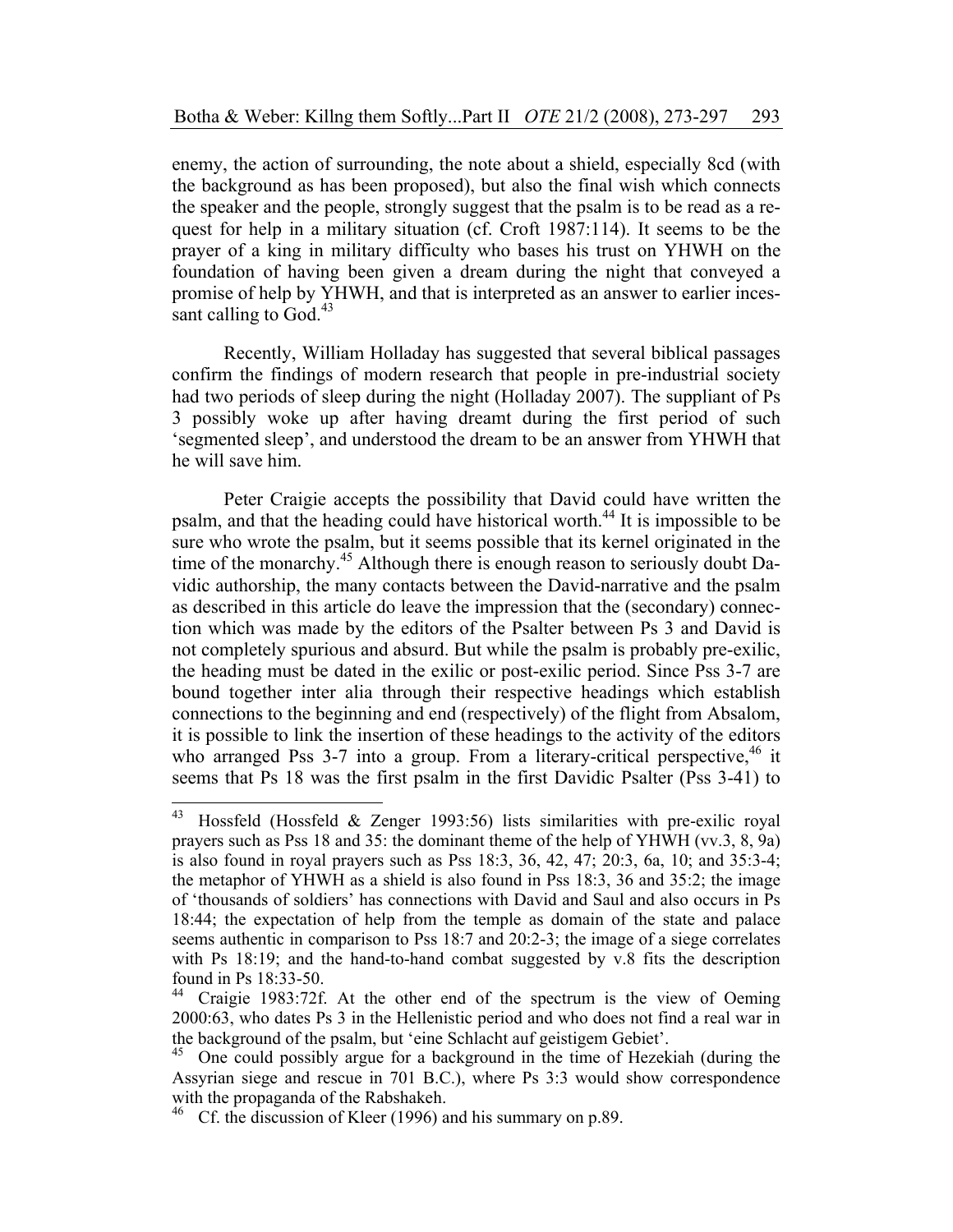enemy, the action of surrounding, the note about a shield, especially 8cd (with the background as has been proposed), but also the final wish which connects the speaker and the people, strongly suggest that the psalm is to be read as a request for help in a military situation (cf. Croft 1987:114). It seems to be the prayer of a king in military difficulty who bases his trust on YHWH on the foundation of having been given a dream during the night that conveyed a promise of help by YHWH, and that is interpreted as an answer to earlier incessant calling to God.[43]

Recently, William Holladay has suggested that several biblical passages confirm the findings of modern research that people in pre-industrial society had two periods of sleep during the night (Holladay 2007). The suppliant of Ps 3 possibly woke up after having dreamt during the first period of such 'segmented sleep', and understood the dream to be an answer from YHWH that he will save him.

Peter Craigie accepts the possibility that David could have written the psalm, and that the heading could have historical worth.[44] It is impossible to be sure who wrote the psalm, but it seems possible that its kernel originated in the time of the monarchy.[45] Although there is enough reason to seriously doubt Davidic authorship, the many contacts between the David-narrative and the psalm as described in this article do leave the impression that the (secondary) connection which was made by the editors of the Psalter between Ps 3 and David is not completely spurious and absurd. But while the psalm is probably pre-exilic, the heading must be dated in the exilic or post-exilic period. Since Pss 3-7 are bound together inter alia through their respective headings which establish connections to the beginning and end (respectively) of the flight from Absalom, it is possible to link the insertion of these headings to the activity of the editors who arranged Pss 3-7 into a group. From a literary-critical perspective,[46] it seems that Ps 18 was the first psalm in the first Davidic Psalter (Pss 3-41) to

---

[43] Hossfeld (Hossfeld & Zenger 1993:56) lists similarities with pre-exilic royal prayers such as Pss 18 and 35: the dominant theme of the help of YHWH (vv.3, 8, 9a) is also found in royal prayers such as Pss 18:3, 36, 42, 47; 20:3, 6a, 10; and 35:3-4; the metaphor of YHWH as a shield is also found in Pss 18:3, 36 and 35:2; the image of 'thousands of soldiers' has connections with David and Saul and also occurs in Ps 18:44; the expectation of help from the temple as domain of the state and palace seems authentic in comparison to Pss 18:7 and 20:2-3; the image of a siege correlates with Ps 18:19; and the hand-to-hand combat suggested by v.8 fits the description found in Ps 18:33-50.

[44] Craigie 1983:72f. At the other end of the spectrum is the view of Oeming 2000:63, who dates Ps 3 in the Hellenistic period and who does not find a real war in the background of the psalm, but 'eine Schlacht auf geistigem Gebiet'.

[45] One could possibly argue for a background in the time of Hezekiah (during the Assyrian siege and rescue in 701 B.C.), where Ps 3:3 would show correspondence with the propaganda of the Rabshakeh.

[46] Cf. the discussion of Kleer (1996) and his summary on p.89.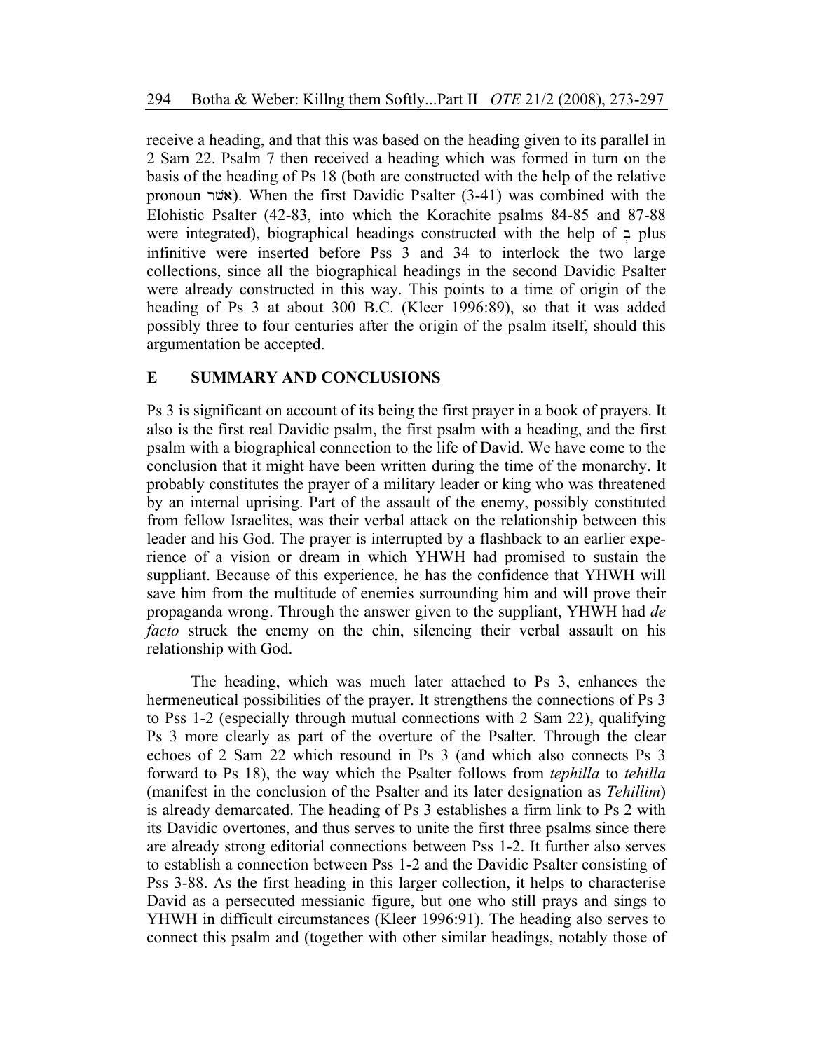receive a heading, and that this was based on the heading given to its parallel in 2 Sam 22. Psalm 7 then received a heading which was formed in turn on the basis of the heading of Ps 18 (both are constructed with the help of the relative pronoun אשר). When the first Davidic Psalter (3-41) was combined with the Elohistic Psalter (42-83, into which the Korachite psalms 84-85 and 87-88 were integrated), biographical headings constructed with the help of בְּ plus infinitive were inserted before Pss 3 and 34 to interlock the two large collections, since all the biographical headings in the second Davidic Psalter were already constructed in this way. This points to a time of origin of the heading of Ps 3 at about 300 B.C. (Kleer 1996:89), so that it was added possibly three to four centuries after the origin of the psalm itself, should this argumentation be accepted.

## E SUMMARY AND CONCLUSIONS

Ps 3 is significant on account of its being the first prayer in a book of prayers. It also is the first real Davidic psalm, the first psalm with a heading, and the first psalm with a biographical connection to the life of David. We have come to the conclusion that it might have been written during the time of the monarchy. It probably constitutes the prayer of a military leader or king who was threatened by an internal uprising. Part of the assault of the enemy, possibly constituted from fellow Israelites, was their verbal attack on the relationship between this leader and his God. The prayer is interrupted by a flashback to an earlier experience of a vision or dream in which YHWH had promised to sustain the suppliant. Because of this experience, he has the confidence that YHWH will save him from the multitude of enemies surrounding him and will prove their propaganda wrong. Through the answer given to the suppliant, YHWH had *de facto* struck the enemy on the chin, silencing their verbal assault on his relationship with God.

The heading, which was much later attached to Ps 3, enhances the hermeneutical possibilities of the prayer. It strengthens the connections of Ps 3 to Pss 1-2 (especially through mutual connections with 2 Sam 22), qualifying Ps 3 more clearly as part of the overture of the Psalter. Through the clear echoes of 2 Sam 22 which resound in Ps 3 (and which also connects Ps 3 forward to Ps 18), the way which the Psalter follows from *tephilla* to *tehilla* (manifest in the conclusion of the Psalter and its later designation as *Tehillim*) is already demarcated. The heading of Ps 3 establishes a firm link to Ps 2 with its Davidic overtones, and thus serves to unite the first three psalms since there are already strong editorial connections between Pss 1-2. It further also serves to establish a connection between Pss 1-2 and the Davidic Psalter consisting of Pss 3-88. As the first heading in this larger collection, it helps to characterise David as a persecuted messianic figure, but one who still prays and sings to YHWH in difficult circumstances (Kleer 1996:91). The heading also serves to connect this psalm and (together with other similar headings, notably those of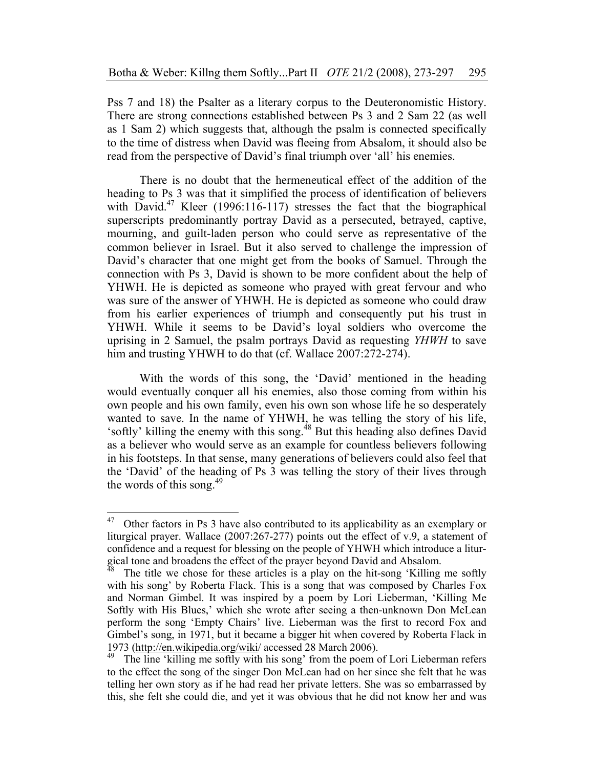Pss 7 and 18) the Psalter as a literary corpus to the Deuteronomistic History. There are strong connections established between Ps 3 and 2 Sam 22 (as well as 1 Sam 2) which suggests that, although the psalm is connected specifically to the time of distress when David was fleeing from Absalom, it should also be read from the perspective of David's final triumph over 'all' his enemies.

There is no doubt that the hermeneutical effect of the addition of the heading to Ps 3 was that it simplified the process of identification of believers with David.[47] Kleer (1996:116-117) stresses the fact that the biographical superscripts predominantly portray David as a persecuted, betrayed, captive, mourning, and guilt-laden person who could serve as representative of the common believer in Israel. But it also served to challenge the impression of David's character that one might get from the books of Samuel. Through the connection with Ps 3, David is shown to be more confident about the help of YHWH. He is depicted as someone who prayed with great fervour and who was sure of the answer of YHWH. He is depicted as someone who could draw from his earlier experiences of triumph and consequently put his trust in YHWH. While it seems to be David's loyal soldiers who overcome the uprising in 2 Samuel, the psalm portrays David as requesting *YHWH* to save him and trusting YHWH to do that (cf. Wallace 2007:272-274).

With the words of this song, the 'David' mentioned in the heading would eventually conquer all his enemies, also those coming from within his own people and his own family, even his own son whose life he so desperately wanted to save. In the name of YHWH, he was telling the story of his life, 'softly' killing the enemy with this song.[48] But this heading also defines David as a believer who would serve as an example for countless believers following in his footsteps. In that sense, many generations of believers could also feel that the 'David' of the heading of Ps 3 was telling the story of their lives through the words of this song.[49]

---

[47] Other factors in Ps 3 have also contributed to its applicability as an exemplary or liturgical prayer. Wallace (2007:267-277) points out the effect of v.9, a statement of confidence and a request for blessing on the people of YHWH which introduce a liturgical tone and broadens the effect of the prayer beyond David and Absalom.

[48] The title we chose for these articles is a play on the hit-song 'Killing me softly with his song' by Roberta Flack. This is a song that was composed by Charles Fox and Norman Gimbel. It was inspired by a poem by Lori Lieberman, 'Killing Me Softly with His Blues,' which she wrote after seeing a then-unknown Don McLean perform the song 'Empty Chairs' live. Lieberman was the first to record Fox and Gimbel's song, in 1971, but it became a bigger hit when covered by Roberta Flack in 1973 (http://en.wikipedia.org/wiki/ accessed 28 March 2006).

[49] The line 'killing me softly with his song' from the poem of Lori Lieberman refers to the effect the song of the singer Don McLean had on her since she felt that he was telling her own story as if he had read her private letters. She was so embarrassed by this, she felt she could die, and yet it was obvious that he did not know her and was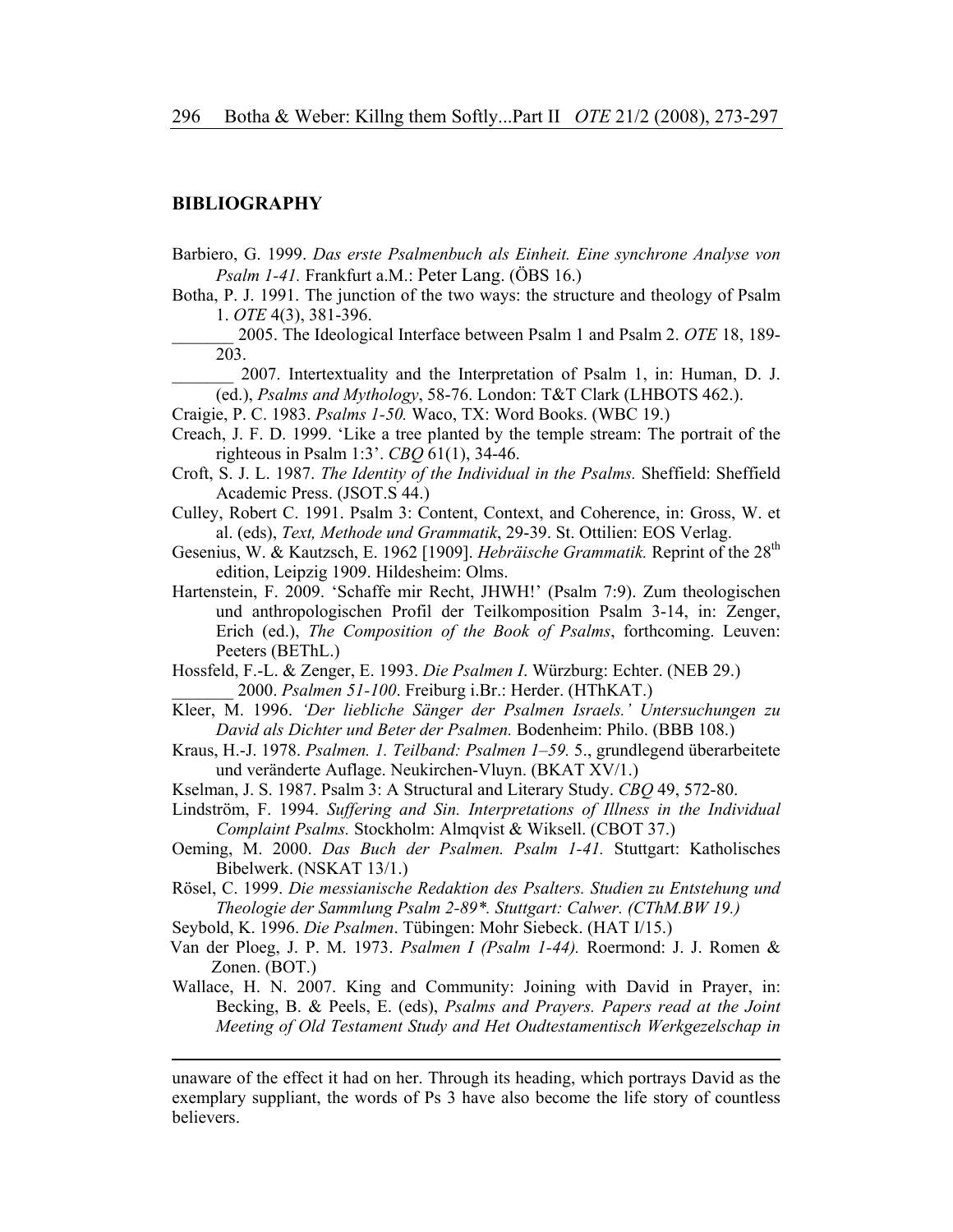## BIBLIOGRAPHY

Barbiero, G. 1999. *Das erste Psalmenbuch als Einheit. Eine synchrone Analyse von Psalm 1-41.* Frankfurt a.M.: Peter Lang. (ÖBS 16.)

Botha, P. J. 1991. The junction of the two ways: the structure and theology of Psalm 1. *OTE* 4(3), 381-396.

_______ 2005. The Ideological Interface between Psalm 1 and Psalm 2. *OTE* 18, 189-203.

_______ 2007. Intertextuality and the Interpretation of Psalm 1, in: Human, D. J. (ed.), *Psalms and Mythology*, 58-76. London: T&T Clark (LHBOTS 462.).

Craigie, P. C. 1983. *Psalms 1-50.* Waco, TX: Word Books. (WBC 19.)

Creach, J. F. D. 1999. 'Like a tree planted by the temple stream: The portrait of the righteous in Psalm 1:3'. *CBQ* 61(1), 34-46.

Croft, S. J. L. 1987. *The Identity of the Individual in the Psalms.* Sheffield: Sheffield Academic Press. (JSOT.S 44.)

Culley, Robert C. 1991. Psalm 3: Content, Context, and Coherence, in: Gross, W. et al. (eds), *Text, Methode und Grammatik*, 29-39. St. Ottilien: EOS Verlag.

Gesenius, W. & Kautzsch, E. 1962 [1909]. *Hebräische Grammatik.* Reprint of the 28th edition, Leipzig 1909. Hildesheim: Olms.

Hartenstein, F. 2009. 'Schaffe mir Recht, JHWH!' (Psalm 7:9). Zum theologischen und anthropologischen Profil der Teilkomposition Psalm 3-14, in: Zenger, Erich (ed.), *The Composition of the Book of Psalms*, forthcoming. Leuven: Peeters (BEThL.)

Hossfeld, F.-L. & Zenger, E. 1993. *Die Psalmen I*. Würzburg: Echter. (NEB 29.)

_______ 2000. *Psalmen 51-100*. Freiburg i.Br.: Herder. (HThKAT.)

Kleer, M. 1996. *'Der liebliche Sänger der Psalmen Israels.' Untersuchungen zu David als Dichter und Beter der Psalmen.* Bodenheim: Philo. (BBB 108.)

Kraus, H.-J. 1978. *Psalmen. 1. Teilband: Psalmen 1–59.* 5., grundlegend überarbeitete und veränderte Auflage. Neukirchen-Vluyn. (BKAT XV/1.)

Kselman, J. S. 1987. Psalm 3: A Structural and Literary Study. *CBQ* 49, 572-80.

Lindström, F. 1994. *Suffering and Sin. Interpretations of Illness in the Individual Complaint Psalms.* Stockholm: Almqvist & Wiksell. (CBOT 37.)

Oeming, M. 2000. *Das Buch der Psalmen. Psalm 1-41.* Stuttgart: Katholisches Bibelwerk. (NSKAT 13/1.)

Rösel, C. 1999. *Die messianische Redaktion des Psalters. Studien zu Entstehung und Theologie der Sammlung Psalm 2-89\*. Stuttgart: Calwer. (CThM.BW 19.)*

Seybold, K. 1996. *Die Psalmen*. Tübingen: Mohr Siebeck. (HAT I/15.)

Van der Ploeg, J. P. M. 1973. *Psalmen I (Psalm 1-44).* Roermond: J. J. Romen & Zonen. (BOT.)

Wallace, H. N. 2007. King and Community: Joining with David in Prayer, in: Becking, B. & Peels, E. (eds), *Psalms and Prayers. Papers read at the Joint Meeting of Old Testament Study and Het Oudtestamentisch Werkgezelschap in*

---

unaware of the effect it had on her. Through its heading, which portrays David as the exemplary suppliant, the words of Ps 3 have also become the life story of countless believers.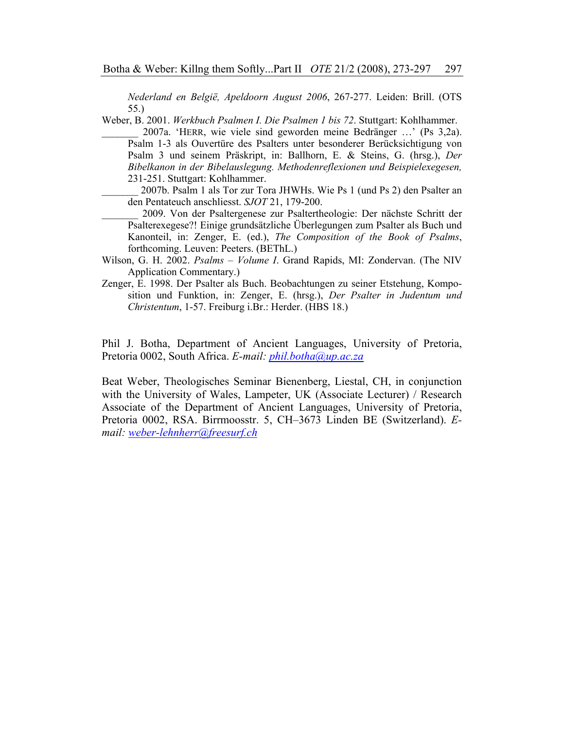*Nederland en België, Apeldoorn August 2006*, 267-277. Leiden: Brill. (OTS 55.)

Weber, B. 2001. *Werkbuch Psalmen I. Die Psalmen 1 bis 72*. Stuttgart: Kohlhammer.

_______ 2007a. 'HERR, wie viele sind geworden meine Bedränger …' (Ps 3,2a). Psalm 1-3 als Ouvertüre des Psalters unter besonderer Berücksichtigung von Psalm 3 und seinem Präskript, in: Ballhorn, E. & Steins, G. (hrsg.), *Der Bibelkanon in der Bibelauslegung. Methodenreflexionen und Beispielexegesen,* 231-251. Stuttgart: Kohlhammer.

_______ 2007b. Psalm 1 als Tor zur Tora JHWHs. Wie Ps 1 (und Ps 2) den Psalter an den Pentateuch anschliesst. *SJOT* 21, 179-200.

_______ 2009. Von der Psaltergenese zur Psaltertheologie: Der nächste Schritt der Psalterexegese?! Einige grundsätzliche Überlegungen zum Psalter als Buch und Kanonteil, in: Zenger, E. (ed.), *The Composition of the Book of Psalms*, forthcoming. Leuven: Peeters. (BEThL.)

Wilson, G. H. 2002. *Psalms – Volume I*. Grand Rapids, MI: Zondervan. (The NIV Application Commentary.)

Zenger, E. 1998. Der Psalter als Buch. Beobachtungen zu seiner Etstehung, Komposition und Funktion, in: Zenger, E. (hrsg.), *Der Psalter in Judentum und Christentum*, 1-57. Freiburg i.Br.: Herder. (HBS 18.)

Phil J. Botha, Department of Ancient Languages, University of Pretoria, Pretoria 0002, South Africa. *E-mail: phil.botha@up.ac.za*

Beat Weber, Theologisches Seminar Bienenberg, Liestal, CH, in conjunction with the University of Wales, Lampeter, UK (Associate Lecturer) / Research Associate of the Department of Ancient Languages, University of Pretoria, Pretoria 0002, RSA. Birrmoosstr. 5, CH–3673 Linden BE (Switzerland). *E-mail: weber-lehnherr@freesurf.ch*